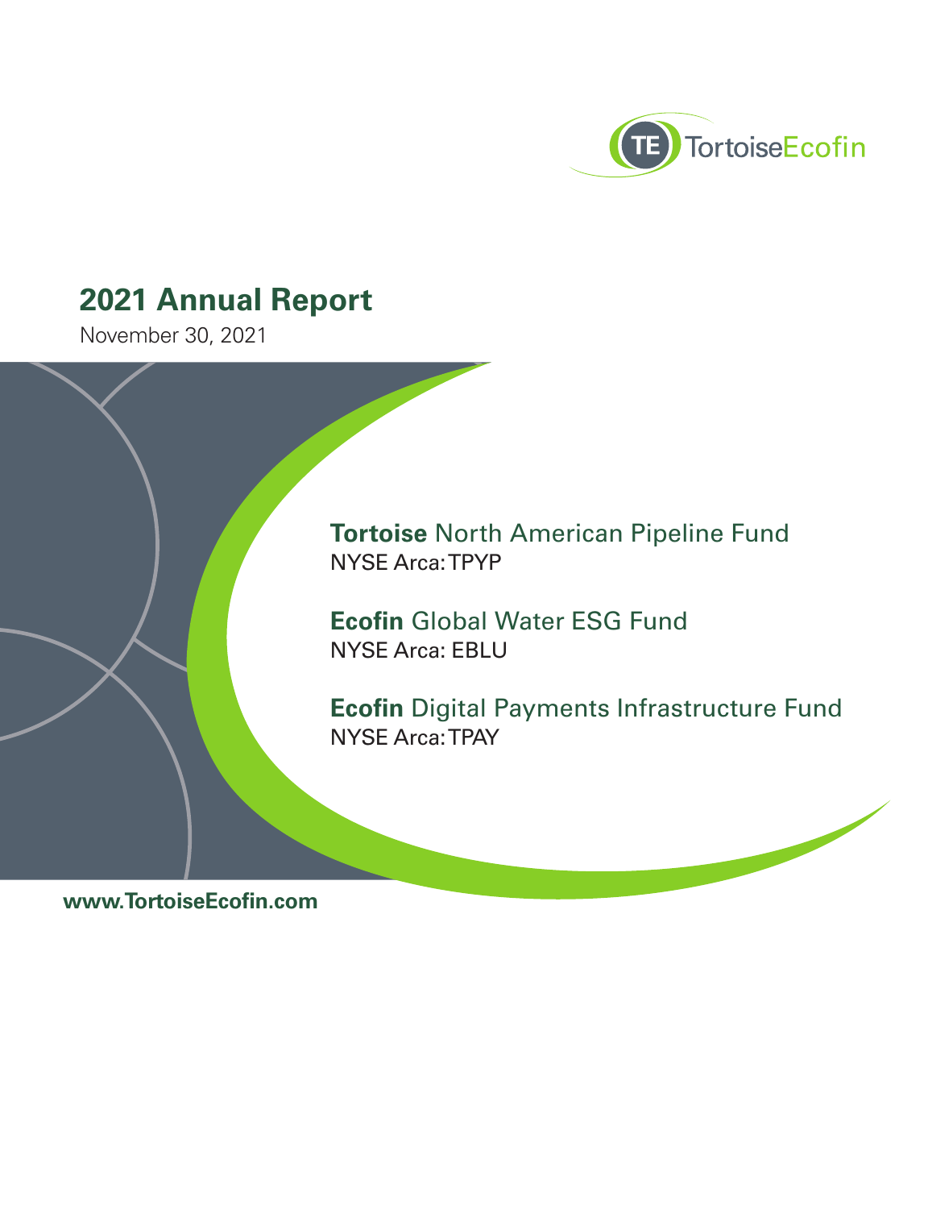TortoiseEcofin

# 2021 Annual Report

November 30, 2021

**Tortoise** North American Pipeline Fund
NYSE Arca: TPYP

**Ecofin** Global Water ESG Fund
NYSE Arca: EBLU

**Ecofin** Digital Payments Infrastructure Fund
NYSE Arca: TPAY

**www.TortoiseEcofin.com**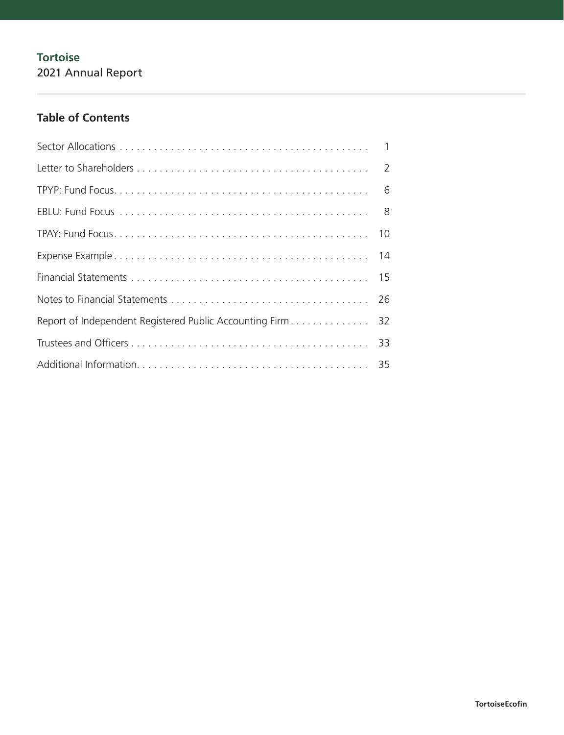**Tortoise**

2021 Annual Report

## Table of Contents

| | |
|---|---|
| Sector Allocations | 1 |
| Letter to Shareholders | 2 |
| TPYP: Fund Focus | 6 |
| EBLU: Fund Focus | 8 |
| TPAY: Fund Focus | 10 |
| Expense Example | 14 |
| Financial Statements | 15 |
| Notes to Financial Statements | 26 |
| Report of Independent Registered Public Accounting Firm | 32 |
| Trustees and Officers | 33 |
| Additional Information | 35 |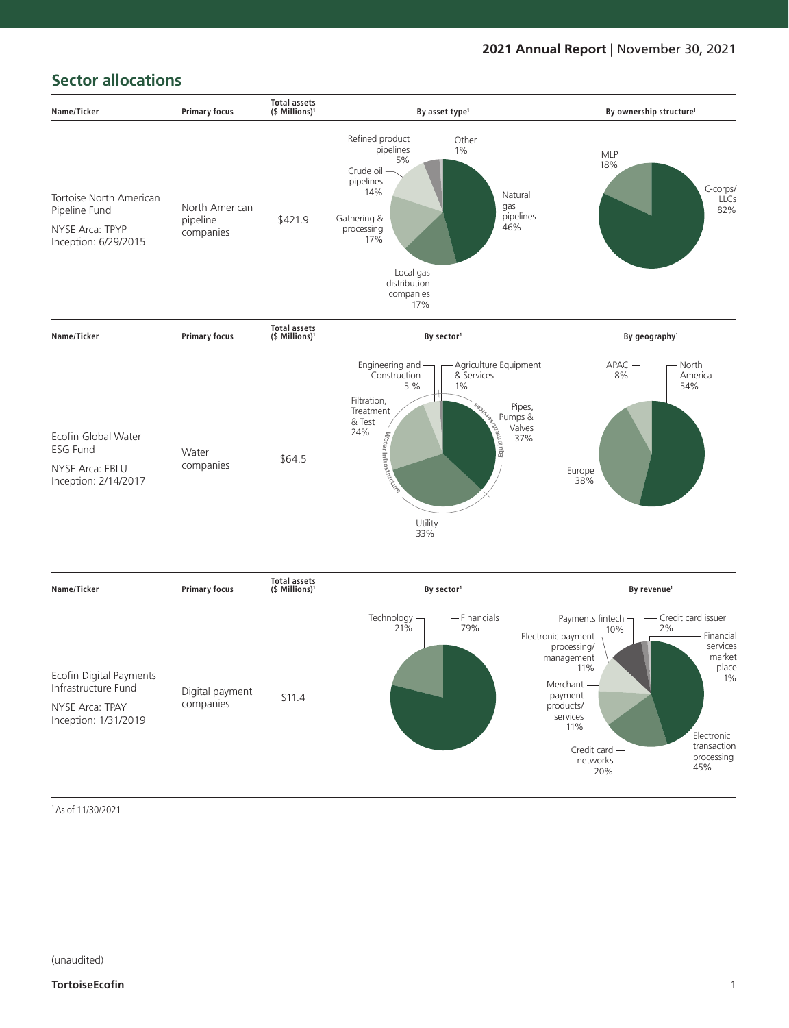## Sector allocations

| Name/Ticker | Primary focus | Total assets ($ Millions)[1] | By asset type[1] | By ownership structure[1] |
|---|---|---|---|---|
| Tortoise North American Pipeline Fund<br>NYSE Arca: TPYP<br>Inception: 6/29/2015 | North American pipeline companies | $421.9 | Natural gas pipelines 46%<br>Local gas distribution companies 17%<br>Gathering & processing 17%<br>Crude oil pipelines 14%<br>Refined product pipelines 5%<br>Other 1% | C-corps/LLCs 82%<br>MLP 18% |

| Name/Ticker | Primary focus | Total assets ($ Millions)[1] | By sector[1] | By geography[1] |
|---|---|---|---|---|
| Ecofin Global Water ESG Fund<br>NYSE Arca: EBLU<br>Inception: 2/14/2017 | Water companies | $64.5 | Equipment/services: Pipes, Pumps & Valves 37%; Agriculture Equipment & Services 1%<br>Water Infrastructure: Utility 33%; Filtration, Treatment & Test 24%; Engineering and Construction 5 % | North America 54%<br>Europe 38%<br>APAC 8% |

| Name/Ticker | Primary focus | Total assets ($ Millions)[1] | By sector[1] | By revenue[1] |
|---|---|---|---|---|
| Ecofin Digital Payments Infrastructure Fund<br>NYSE Arca: TPAY<br>Inception: 1/31/2019 | Digital payment companies | $11.4 | Financials 79%<br>Technology 21% | Electronic transaction processing 45%<br>Credit card networks 20%<br>Merchant payment products/services 11%<br>Electronic payment processing/management 11%<br>Payments fintech 10%<br>Credit card issuer 2%<br>Financial services market place 1% |

[1] As of 11/30/2021

(unaudited)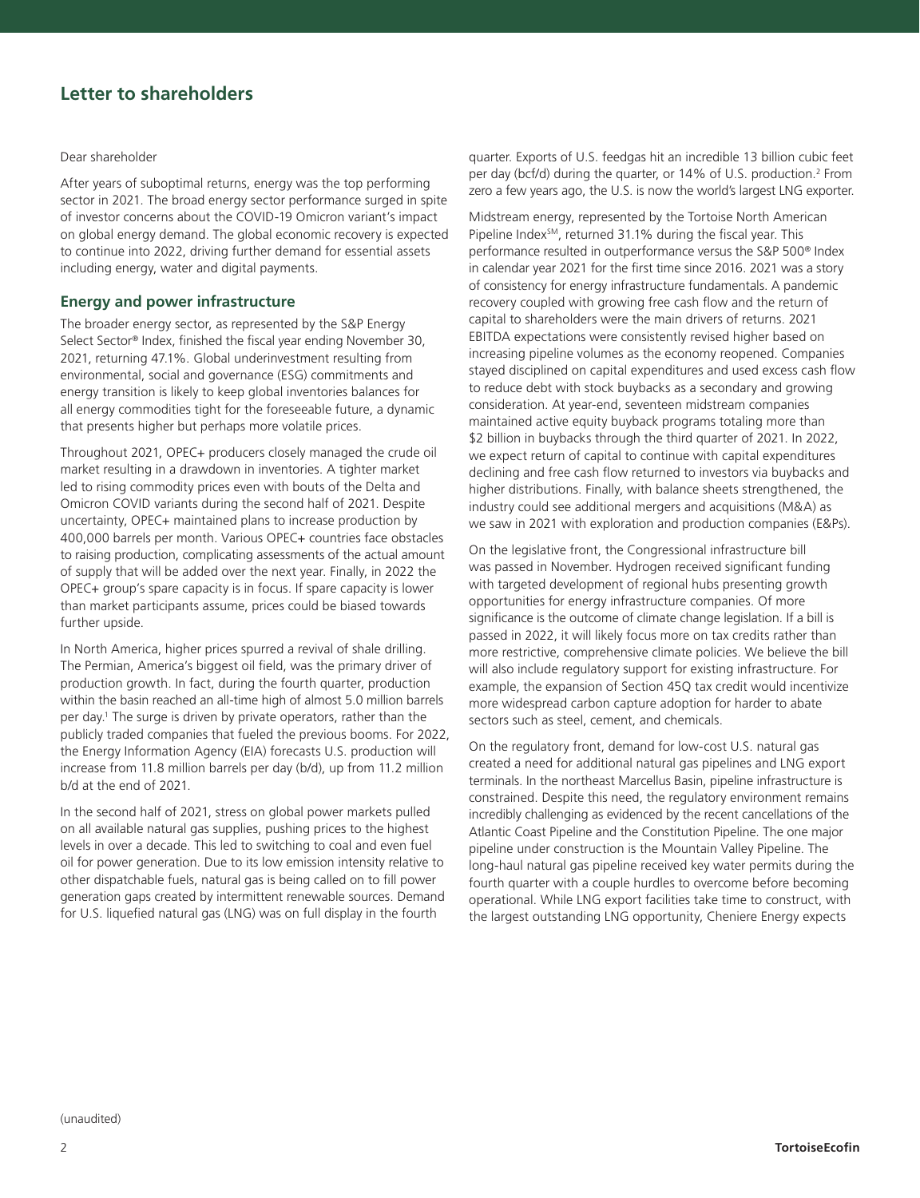## Letter to shareholders

Dear shareholder

After years of suboptimal returns, energy was the top performing sector in 2021. The broad energy sector performance surged in spite of investor concerns about the COVID-19 Omicron variant's impact on global energy demand. The global economic recovery is expected to continue into 2022, driving further demand for essential assets including energy, water and digital payments.

### Energy and power infrastructure

The broader energy sector, as represented by the S&P Energy Select Sector® Index, finished the fiscal year ending November 30, 2021, returning 47.1%. Global underinvestment resulting from environmental, social and governance (ESG) commitments and energy transition is likely to keep global inventories balances for all energy commodities tight for the foreseeable future, a dynamic that presents higher but perhaps more volatile prices.

Throughout 2021, OPEC+ producers closely managed the crude oil market resulting in a drawdown in inventories. A tighter market led to rising commodity prices even with bouts of the Delta and Omicron COVID variants during the second half of 2021. Despite uncertainty, OPEC+ maintained plans to increase production by 400,000 barrels per month. Various OPEC+ countries face obstacles to raising production, complicating assessments of the actual amount of supply that will be added over the next year. Finally, in 2022 the OPEC+ group's spare capacity is in focus. If spare capacity is lower than market participants assume, prices could be biased towards further upside.

In North America, higher prices spurred a revival of shale drilling. The Permian, America's biggest oil field, was the primary driver of production growth. In fact, during the fourth quarter, production within the basin reached an all-time high of almost 5.0 million barrels per day.[1] The surge is driven by private operators, rather than the publicly traded companies that fueled the previous booms. For 2022, the Energy Information Agency (EIA) forecasts U.S. production will increase from 11.8 million barrels per day (b/d), up from 11.2 million b/d at the end of 2021.

In the second half of 2021, stress on global power markets pulled on all available natural gas supplies, pushing prices to the highest levels in over a decade. This led to switching to coal and even fuel oil for power generation. Due to its low emission intensity relative to other dispatchable fuels, natural gas is being called on to fill power generation gaps created by intermittent renewable sources. Demand for U.S. liquefied natural gas (LNG) was on full display in the fourth quarter. Exports of U.S. feedgas hit an incredible 13 billion cubic feet per day (bcf/d) during the quarter, or 14% of U.S. production.[2] From zero a few years ago, the U.S. is now the world's largest LNG exporter.

Midstream energy, represented by the Tortoise North American Pipeline Index[SM], returned 31.1% during the fiscal year. This performance resulted in outperformance versus the S&P 500® Index in calendar year 2021 for the first time since 2016. 2021 was a story of consistency for energy infrastructure fundamentals. A pandemic recovery coupled with growing free cash flow and the return of capital to shareholders were the main drivers of returns. 2021 EBITDA expectations were consistently revised higher based on increasing pipeline volumes as the economy reopened. Companies stayed disciplined on capital expenditures and used excess cash flow to reduce debt with stock buybacks as a secondary and growing consideration. At year-end, seventeen midstream companies maintained active equity buyback programs totaling more than $2 billion in buybacks through the third quarter of 2021. In 2022, we expect return of capital to continue with capital expenditures declining and free cash flow returned to investors via buybacks and higher distributions. Finally, with balance sheets strengthened, the industry could see additional mergers and acquisitions (M&A) as we saw in 2021 with exploration and production companies (E&Ps).

On the legislative front, the Congressional infrastructure bill was passed in November. Hydrogen received significant funding with targeted development of regional hubs presenting growth opportunities for energy infrastructure companies. Of more significance is the outcome of climate change legislation. If a bill is passed in 2022, it will likely focus more on tax credits rather than more restrictive, comprehensive climate policies. We believe the bill will also include regulatory support for existing infrastructure. For example, the expansion of Section 45Q tax credit would incentivize more widespread carbon capture adoption for harder to abate sectors such as steel, cement, and chemicals.

On the regulatory front, demand for low-cost U.S. natural gas created a need for additional natural gas pipelines and LNG export terminals. In the northeast Marcellus Basin, pipeline infrastructure is constrained. Despite this need, the regulatory environment remains incredibly challenging as evidenced by the recent cancellations of the Atlantic Coast Pipeline and the Constitution Pipeline. The one major pipeline under construction is the Mountain Valley Pipeline. The long-haul natural gas pipeline received key water permits during the fourth quarter with a couple hurdles to overcome before becoming operational. While LNG export facilities take time to construct, with the largest outstanding LNG opportunity, Cheniere Energy expects

(unaudited)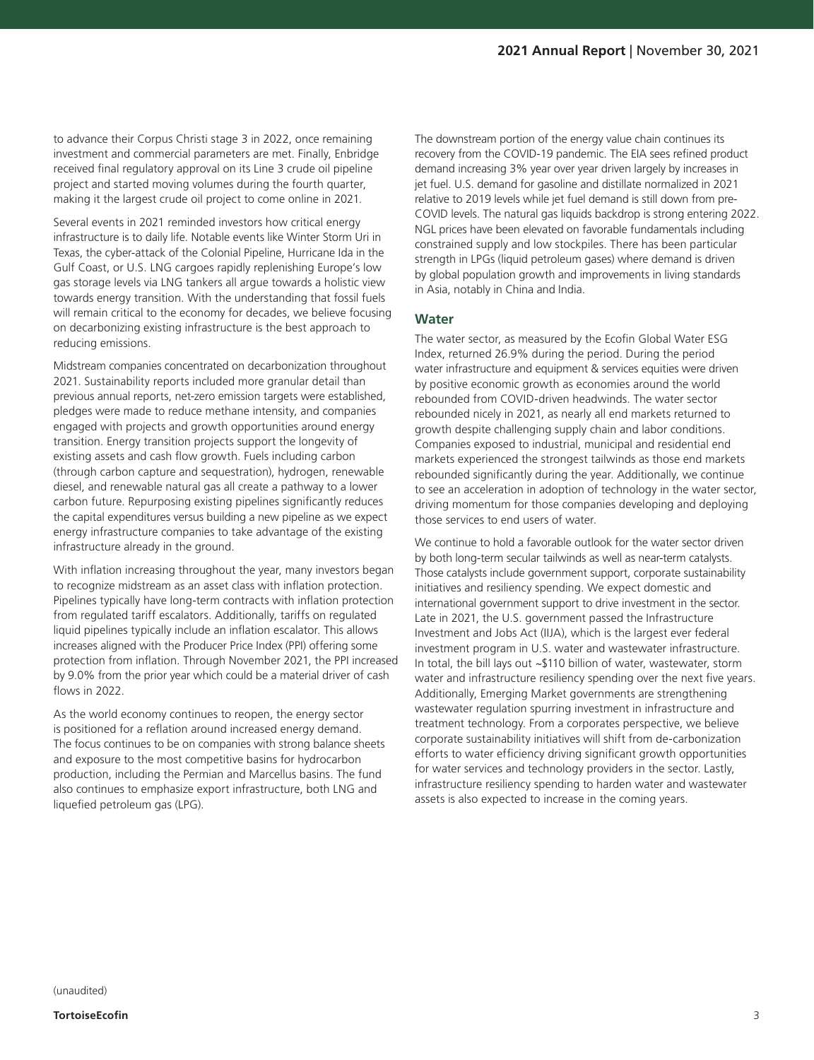to advance their Corpus Christi stage 3 in 2022, once remaining investment and commercial parameters are met. Finally, Enbridge received final regulatory approval on its Line 3 crude oil pipeline project and started moving volumes during the fourth quarter, making it the largest crude oil project to come online in 2021.

Several events in 2021 reminded investors how critical energy infrastructure is to daily life. Notable events like Winter Storm Uri in Texas, the cyber-attack of the Colonial Pipeline, Hurricane Ida in the Gulf Coast, or U.S. LNG cargoes rapidly replenishing Europe's low gas storage levels via LNG tankers all argue towards a holistic view towards energy transition. With the understanding that fossil fuels will remain critical to the economy for decades, we believe focusing on decarbonizing existing infrastructure is the best approach to reducing emissions.

Midstream companies concentrated on decarbonization throughout 2021. Sustainability reports included more granular detail than previous annual reports, net-zero emission targets were established, pledges were made to reduce methane intensity, and companies engaged with projects and growth opportunities around energy transition. Energy transition projects support the longevity of existing assets and cash flow growth. Fuels including carbon (through carbon capture and sequestration), hydrogen, renewable diesel, and renewable natural gas all create a pathway to a lower carbon future. Repurposing existing pipelines significantly reduces the capital expenditures versus building a new pipeline as we expect energy infrastructure companies to take advantage of the existing infrastructure already in the ground.

With inflation increasing throughout the year, many investors began to recognize midstream as an asset class with inflation protection. Pipelines typically have long-term contracts with inflation protection from regulated tariff escalators. Additionally, tariffs on regulated liquid pipelines typically include an inflation escalator. This allows increases aligned with the Producer Price Index (PPI) offering some protection from inflation. Through November 2021, the PPI increased by 9.0% from the prior year which could be a material driver of cash flows in 2022.

As the world economy continues to reopen, the energy sector is positioned for a reflation around increased energy demand. The focus continues to be on companies with strong balance sheets and exposure to the most competitive basins for hydrocarbon production, including the Permian and Marcellus basins. The fund also continues to emphasize export infrastructure, both LNG and liquefied petroleum gas (LPG).

The downstream portion of the energy value chain continues its recovery from the COVID-19 pandemic. The EIA sees refined product demand increasing 3% year over year driven largely by increases in jet fuel. U.S. demand for gasoline and distillate normalized in 2021 relative to 2019 levels while jet fuel demand is still down from pre-COVID levels. The natural gas liquids backdrop is strong entering 2022. NGL prices have been elevated on favorable fundamentals including constrained supply and low stockpiles. There has been particular strength in LPGs (liquid petroleum gases) where demand is driven by global population growth and improvements in living standards in Asia, notably in China and India.

## Water

The water sector, as measured by the Ecofin Global Water ESG Index, returned 26.9% during the period. During the period water infrastructure and equipment & services equities were driven by positive economic growth as economies around the world rebounded from COVID-driven headwinds. The water sector rebounded nicely in 2021, as nearly all end markets returned to growth despite challenging supply chain and labor conditions. Companies exposed to industrial, municipal and residential end markets experienced the strongest tailwinds as those end markets rebounded significantly during the year. Additionally, we continue to see an acceleration in adoption of technology in the water sector, driving momentum for those companies developing and deploying those services to end users of water.

We continue to hold a favorable outlook for the water sector driven by both long-term secular tailwinds as well as near-term catalysts. Those catalysts include government support, corporate sustainability initiatives and resiliency spending. We expect domestic and international government support to drive investment in the sector. Late in 2021, the U.S. government passed the Infrastructure Investment and Jobs Act (IIJA), which is the largest ever federal investment program in U.S. water and wastewater infrastructure. In total, the bill lays out ~$110 billion of water, wastewater, storm water and infrastructure resiliency spending over the next five years. Additionally, Emerging Market governments are strengthening wastewater regulation spurring investment in infrastructure and treatment technology. From a corporates perspective, we believe corporate sustainability initiatives will shift from de-carbonization efforts to water efficiency driving significant growth opportunities for water services and technology providers in the sector. Lastly, infrastructure resiliency spending to harden water and wastewater assets is also expected to increase in the coming years.

(unaudited)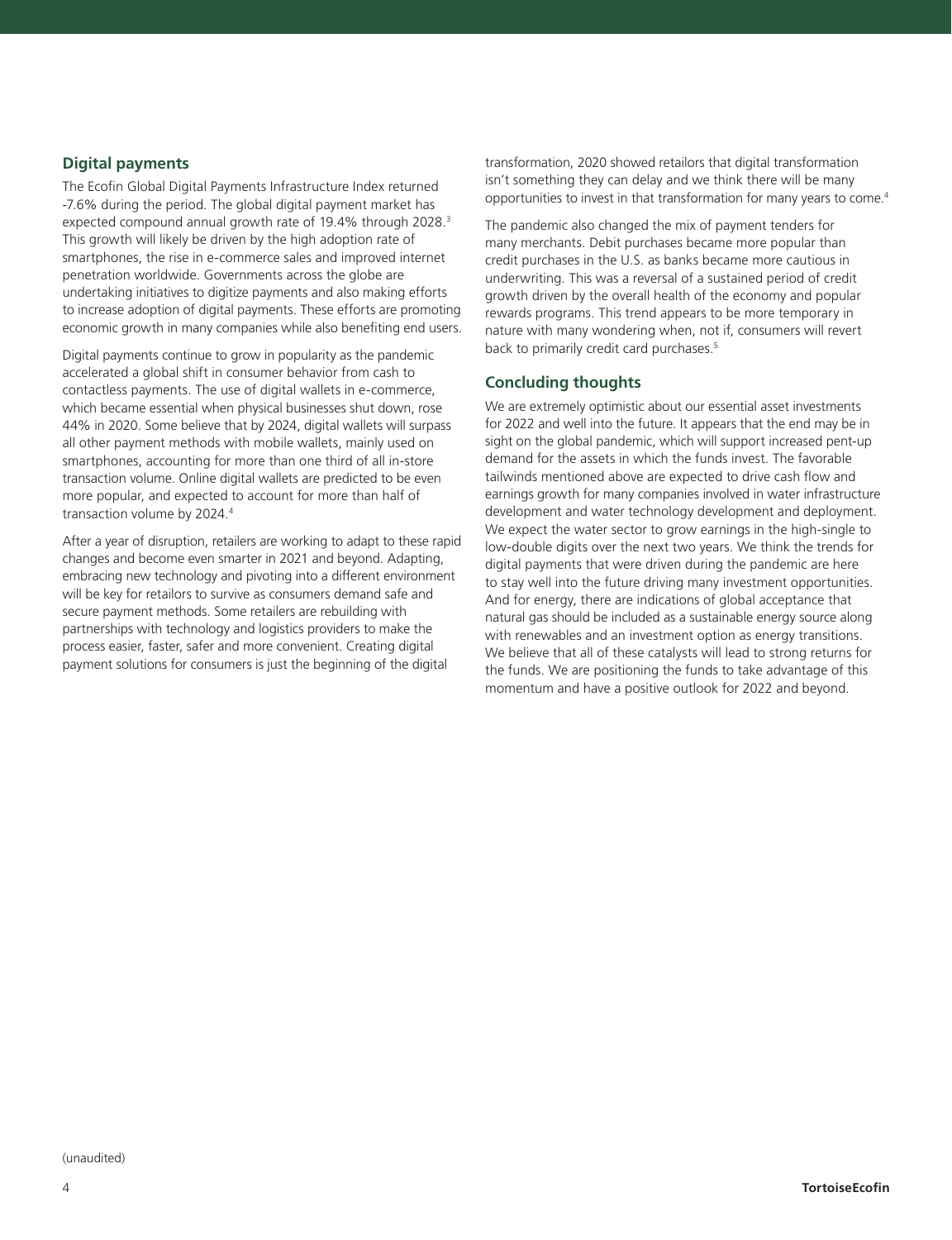## Digital payments

The Ecofin Global Digital Payments Infrastructure Index returned -7.6% during the period. The global digital payment market has expected compound annual growth rate of 19.4% through 2028.[3] This growth will likely be driven by the high adoption rate of smartphones, the rise in e-commerce sales and improved internet penetration worldwide. Governments across the globe are undertaking initiatives to digitize payments and also making efforts to increase adoption of digital payments. These efforts are promoting economic growth in many companies while also benefiting end users.

Digital payments continue to grow in popularity as the pandemic accelerated a global shift in consumer behavior from cash to contactless payments. The use of digital wallets in e-commerce, which became essential when physical businesses shut down, rose 44% in 2020. Some believe that by 2024, digital wallets will surpass all other payment methods with mobile wallets, mainly used on smartphones, accounting for more than one third of all in-store transaction volume. Online digital wallets are predicted to be even more popular, and expected to account for more than half of transaction volume by 2024.[4]

After a year of disruption, retailers are working to adapt to these rapid changes and become even smarter in 2021 and beyond. Adapting, embracing new technology and pivoting into a different environment will be key for retailors to survive as consumers demand safe and secure payment methods. Some retailers are rebuilding with partnerships with technology and logistics providers to make the process easier, faster, safer and more convenient. Creating digital payment solutions for consumers is just the beginning of the digital transformation, 2020 showed retailors that digital transformation isn't something they can delay and we think there will be many opportunities to invest in that transformation for many years to come.[4]

The pandemic also changed the mix of payment tenders for many merchants. Debit purchases became more popular than credit purchases in the U.S. as banks became more cautious in underwriting. This was a reversal of a sustained period of credit growth driven by the overall health of the economy and popular rewards programs. This trend appears to be more temporary in nature with many wondering when, not if, consumers will revert back to primarily credit card purchases.[5]

## Concluding thoughts

We are extremely optimistic about our essential asset investments for 2022 and well into the future. It appears that the end may be in sight on the global pandemic, which will support increased pent-up demand for the assets in which the funds invest. The favorable tailwinds mentioned above are expected to drive cash flow and earnings growth for many companies involved in water infrastructure development and water technology development and deployment. We expect the water sector to grow earnings in the high-single to low-double digits over the next two years. We think the trends for digital payments that were driven during the pandemic are here to stay well into the future driving many investment opportunities. And for energy, there are indications of global acceptance that natural gas should be included as a sustainable energy source along with renewables and an investment option as energy transitions. We believe that all of these catalysts will lead to strong returns for the funds. We are positioning the funds to take advantage of this momentum and have a positive outlook for 2022 and beyond.

(unaudited)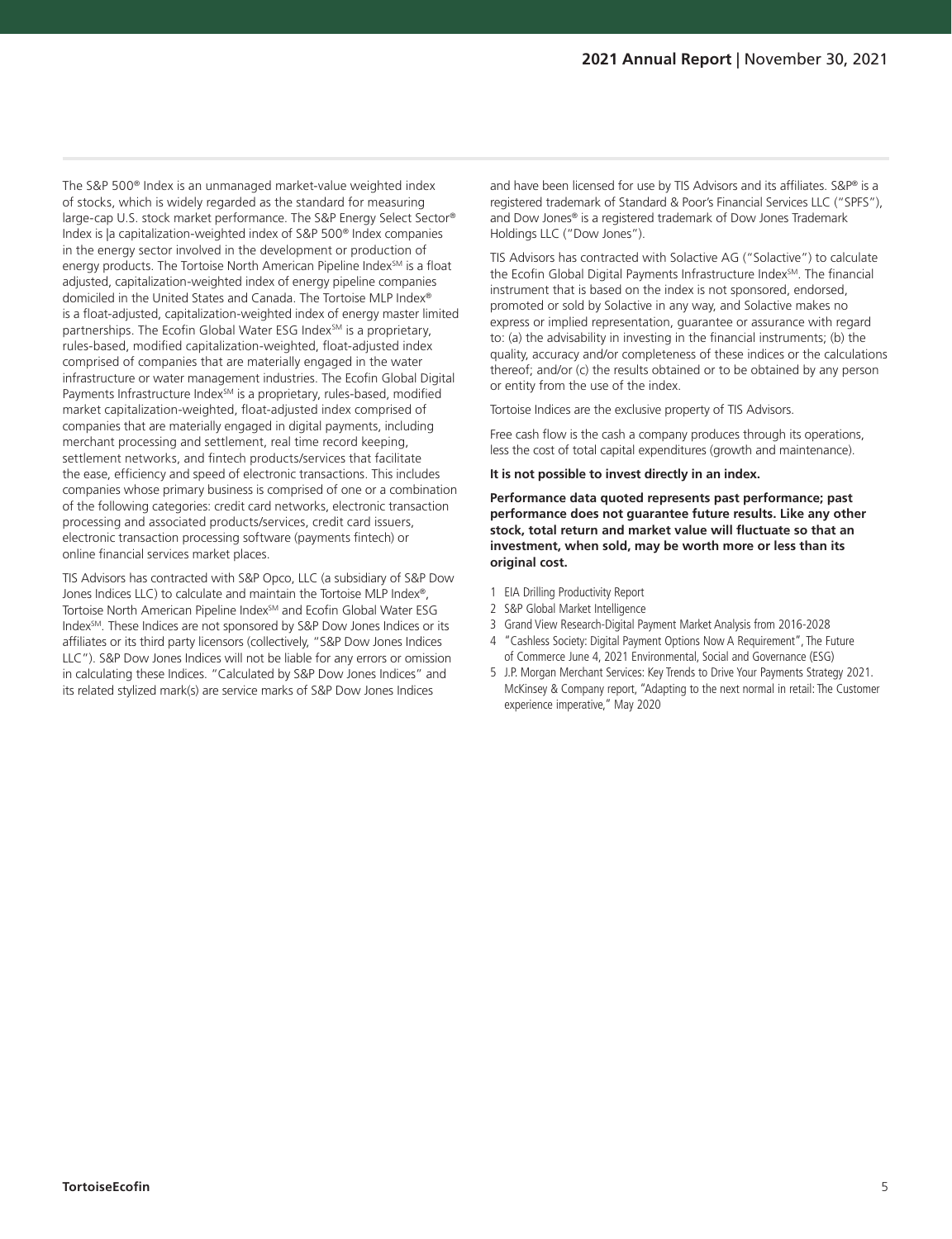The S&P 500® Index is an unmanaged market-value weighted index of stocks, which is widely regarded as the standard for measuring large-cap U.S. stock market performance. The S&P Energy Select Sector® Index is |a capitalization-weighted index of S&P 500® Index companies in the energy sector involved in the development or production of energy products. The Tortoise North American Pipeline Index℠ is a float adjusted, capitalization-weighted index of energy pipeline companies domiciled in the United States and Canada. The Tortoise MLP Index® is a float-adjusted, capitalization-weighted index of energy master limited partnerships. The Ecofin Global Water ESG Index℠ is a proprietary, rules-based, modified capitalization-weighted, float-adjusted index comprised of companies that are materially engaged in the water infrastructure or water management industries. The Ecofin Global Digital Payments Infrastructure Index℠ is a proprietary, rules-based, modified market capitalization-weighted, float-adjusted index comprised of companies that are materially engaged in digital payments, including merchant processing and settlement, real time record keeping, settlement networks, and fintech products/services that facilitate the ease, efficiency and speed of electronic transactions. This includes companies whose primary business is comprised of one or a combination of the following categories: credit card networks, electronic transaction processing and associated products/services, credit card issuers, electronic transaction processing software (payments fintech) or online financial services market places.

TIS Advisors has contracted with S&P Opco, LLC (a subsidiary of S&P Dow Jones Indices LLC) to calculate and maintain the Tortoise MLP Index®, Tortoise North American Pipeline Index℠ and Ecofin Global Water ESG Index℠. These Indices are not sponsored by S&P Dow Jones Indices or its affiliates or its third party licensors (collectively, "S&P Dow Jones Indices LLC"). S&P Dow Jones Indices will not be liable for any errors or omission in calculating these Indices. "Calculated by S&P Dow Jones Indices" and its related stylized mark(s) are service marks of S&P Dow Jones Indices and have been licensed for use by TIS Advisors and its affiliates. S&P® is a registered trademark of Standard & Poor's Financial Services LLC ("SPFS"), and Dow Jones® is a registered trademark of Dow Jones Trademark Holdings LLC ("Dow Jones").

TIS Advisors has contracted with Solactive AG ("Solactive") to calculate the Ecofin Global Digital Payments Infrastructure Index℠. The financial instrument that is based on the index is not sponsored, endorsed, promoted or sold by Solactive in any way, and Solactive makes no express or implied representation, guarantee or assurance with regard to: (a) the advisability in investing in the financial instruments; (b) the quality, accuracy and/or completeness of these indices or the calculations thereof; and/or (c) the results obtained or to be obtained by any person or entity from the use of the index.

Tortoise Indices are the exclusive property of TIS Advisors.

Free cash flow is the cash a company produces through its operations, less the cost of total capital expenditures (growth and maintenance).

**It is not possible to invest directly in an index.**

**Performance data quoted represents past performance; past performance does not guarantee future results. Like any other stock, total return and market value will fluctuate so that an investment, when sold, may be worth more or less than its original cost.**

1 EIA Drilling Productivity Report
2 S&P Global Market Intelligence
3 Grand View Research-Digital Payment Market Analysis from 2016-2028
4 "Cashless Society: Digital Payment Options Now A Requirement", The Future of Commerce June 4, 2021 Environmental, Social and Governance (ESG)
5 J.P. Morgan Merchant Services: Key Trends to Drive Your Payments Strategy 2021. McKinsey & Company report, "Adapting to the next normal in retail: The Customer experience imperative," May 2020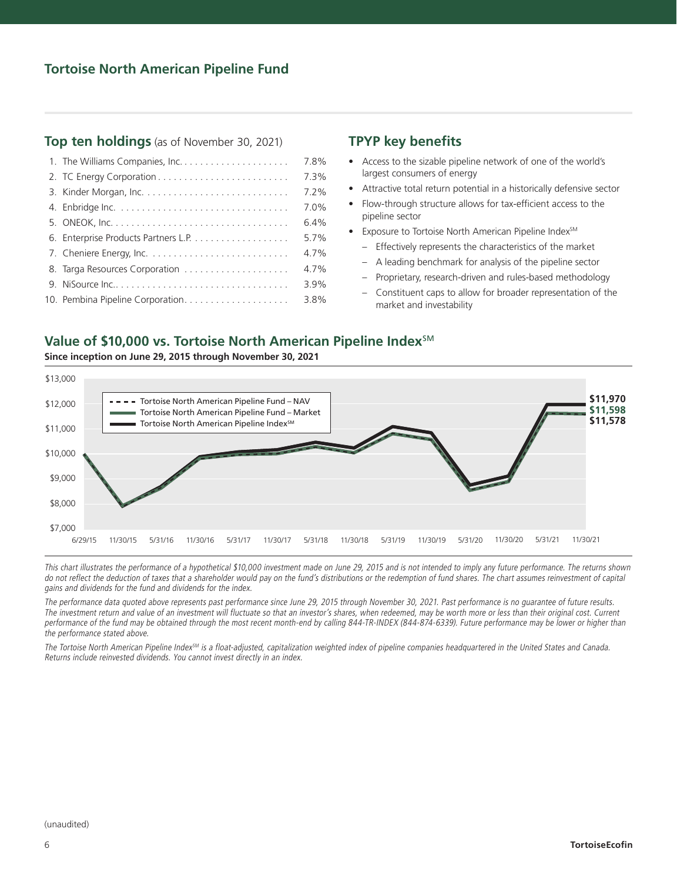## Tortoise North American Pipeline Fund

### Top ten holdings (as of November 30, 2021)

| | Holding | % |
|---|---|---|
| 1. | The Williams Companies, Inc. | 7.8% |
| 2. | TC Energy Corporation | 7.3% |
| 3. | Kinder Morgan, Inc. | 7.2% |
| 4. | Enbridge Inc. | 7.0% |
| 5. | ONEOK, Inc. | 6.4% |
| 6. | Enterprise Products Partners L.P. | 5.7% |
| 7. | Cheniere Energy, Inc. | 4.7% |
| 8. | Targa Resources Corporation | 4.7% |
| 9. | NiSource Inc. | 3.9% |
| 10. | Pembina Pipeline Corporation | 3.8% |

### TPYP key benefits

- Access to the sizable pipeline network of one of the world's largest consumers of energy
- Attractive total return potential in a historically defensive sector
- Flow-through structure allows for tax-efficient access to the pipeline sector
- Exposure to Tortoise North American Pipeline Index℠
  - Effectively represents the characteristics of the market
  - A leading benchmark for analysis of the pipeline sector
  - Proprietary, research-driven and rules-based methodology
  - Constituent caps to allow for broader representation of the market and investability

### Value of $10,000 vs. Tortoise North American Pipeline Index℠

**Since inception on June 29, 2015 through November 30, 2021**

Legend: Tortoise North American Pipeline Fund – NAV; Tortoise North American Pipeline Fund – Market; Tortoise North American Pipeline Index℠

Ending values: $11,970; $11,598; $11,578

*This chart illustrates the performance of a hypothetical $10,000 investment made on June 29, 2015 and is not intended to imply any future performance. The returns shown do not reflect the deduction of taxes that a shareholder would pay on the fund's distributions or the redemption of fund shares. The chart assumes reinvestment of capital gains and dividends for the fund and dividends for the index.*

*The performance data quoted above represents past performance since June 29, 2015 through November 30, 2021. Past performance is no guarantee of future results. The investment return and value of an investment will fluctuate so that an investor's shares, when redeemed, may be worth more or less than their original cost. Current performance of the fund may be obtained through the most recent month-end by calling 844-TR-INDEX (844-874-6339). Future performance may be lower or higher than the performance stated above.*

*The Tortoise North American Pipeline Index℠ is a float-adjusted, capitalization weighted index of pipeline companies headquartered in the United States and Canada. Returns include reinvested dividends. You cannot invest directly in an index.*

(unaudited)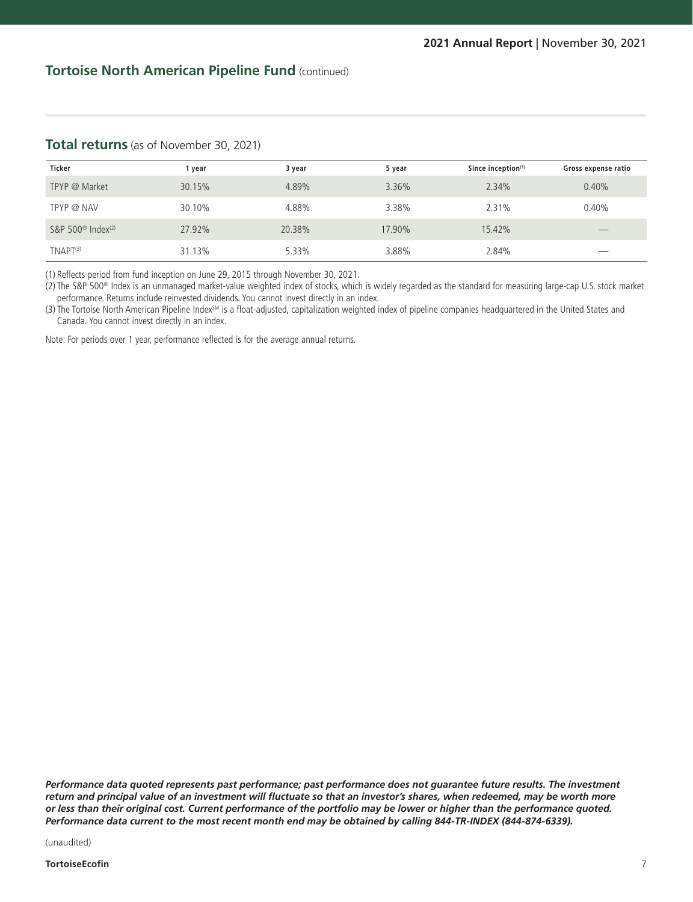## Tortoise North American Pipeline Fund (continued)

### Total returns (as of November 30, 2021)

| Ticker | 1 year | 3 year | 5 year | Since inception[1] | Gross expense ratio |
|---|---|---|---|---|---|
| TPYP @ Market | 30.15% | 4.89% | 3.36% | 2.34% | 0.40% |
| TPYP @ NAV | 30.10% | 4.88% | 3.38% | 2.31% | 0.40% |
| S&P 500® Index[2] | 27.92% | 20.38% | 17.90% | 15.42% | — |
| TNAPT[3] | 31.13% | 5.33% | 3.88% | 2.84% | — |

(1) Reflects period from fund inception on June 29, 2015 through November 30, 2021.

(2) The S&P 500® Index is an unmanaged market-value weighted index of stocks, which is widely regarded as the standard for measuring large-cap U.S. stock market performance. Returns include reinvested dividends. You cannot invest directly in an index.

(3) The Tortoise North American Pipeline Index℠ is a float-adjusted, capitalization weighted index of pipeline companies headquartered in the United States and Canada. You cannot invest directly in an index.

Note: For periods over 1 year, performance reflected is for the average annual returns.

***Performance data quoted represents past performance; past performance does not guarantee future results. The investment return and principal value of an investment will fluctuate so that an investor's shares, when redeemed, may be worth more or less than their original cost. Current performance of the portfolio may be lower or higher than the performance quoted. Performance data current to the most recent month end may be obtained by calling 844-TR-INDEX (844-874-6339).***

(unaudited)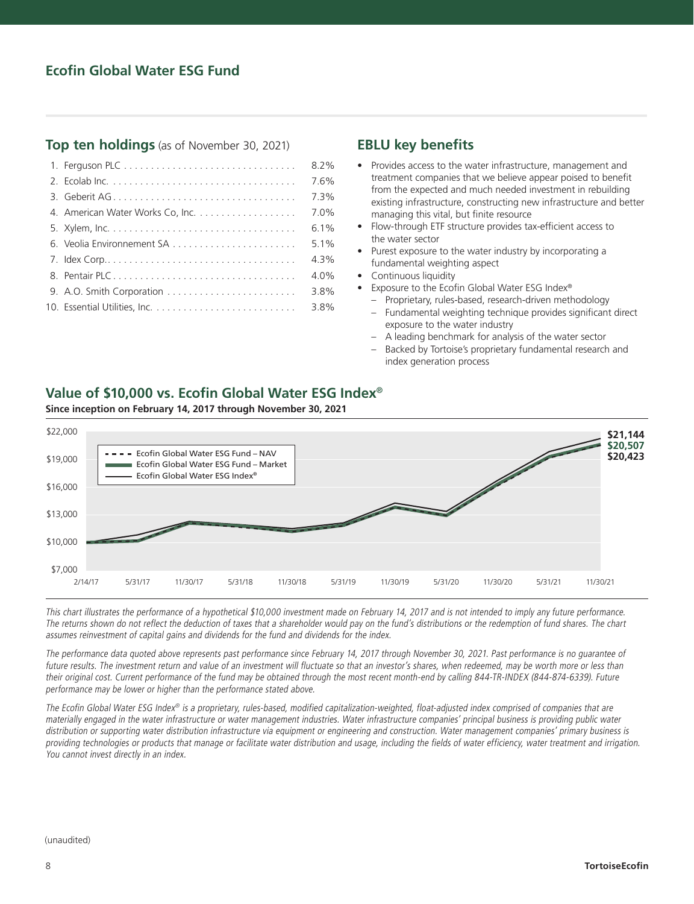# Ecofin Global Water ESG Fund

## Top ten holdings (as of November 30, 2021)

| | |
|---|---|
| 1. Ferguson PLC | 8.2% |
| 2. Ecolab Inc. | 7.6% |
| 3. Geberit AG | 7.3% |
| 4. American Water Works Co, Inc. | 7.0% |
| 5. Xylem, Inc. | 6.1% |
| 6. Veolia Environnement SA | 5.1% |
| 7. Idex Corp. | 4.3% |
| 8. Pentair PLC | 4.0% |
| 9. A.O. Smith Corporation | 3.8% |
| 10. Essential Utilities, Inc. | 3.8% |

## EBLU key benefits

- Provides access to the water infrastructure, management and treatment companies that we believe appear poised to benefit from the expected and much needed investment in rebuilding existing infrastructure, constructing new infrastructure and better managing this vital, but finite resource
- Flow-through ETF structure provides tax-efficient access to the water sector
- Purest exposure to the water industry by incorporating a fundamental weighting aspect
- Continuous liquidity
- Exposure to the Ecofin Global Water ESG Index®
  - Proprietary, rules-based, research-driven methodology
  - Fundamental weighting technique provides significant direct exposure to the water industry
  - A leading benchmark for analysis of the water sector
  - Backed by Tortoise's proprietary fundamental research and index generation process

## Value of $10,000 vs. Ecofin Global Water ESG Index®

**Since inception on February 14, 2017 through November 30, 2021**

Legend: Ecofin Global Water ESG Fund – NAV; Ecofin Global Water ESG Fund – Market; Ecofin Global Water ESG Index®

Ending values: $21,144; $20,507; $20,423

Y-axis: $7,000; $10,000; $13,000; $16,000; $19,000; $22,000

X-axis: 2/14/17; 5/31/17; 11/30/17; 5/31/18; 11/30/18; 5/31/19; 11/30/19; 5/31/20; 11/30/20; 5/31/21; 11/30/21

*This chart illustrates the performance of a hypothetical $10,000 investment made on February 14, 2017 and is not intended to imply any future performance. The returns shown do not reflect the deduction of taxes that a shareholder would pay on the fund's distributions or the redemption of fund shares. The chart assumes reinvestment of capital gains and dividends for the fund and dividends for the index.*

*The performance data quoted above represents past performance since February 14, 2017 through November 30, 2021. Past performance is no guarantee of future results. The investment return and value of an investment will fluctuate so that an investor's shares, when redeemed, may be worth more or less than their original cost. Current performance of the fund may be obtained through the most recent month-end by calling 844-TR-INDEX (844-874-6339). Future performance may be lower or higher than the performance stated above.*

*The Ecofin Global Water ESG Index® is a proprietary, rules-based, modified capitalization-weighted, float-adjusted index comprised of companies that are materially engaged in the water infrastructure or water management industries. Water infrastructure companies' principal business is providing public water distribution or supporting water distribution infrastructure via equipment or engineering and construction. Water management companies' primary business is providing technologies or products that manage or facilitate water distribution and usage, including the fields of water efficiency, water treatment and irrigation. You cannot invest directly in an index.*

(unaudited)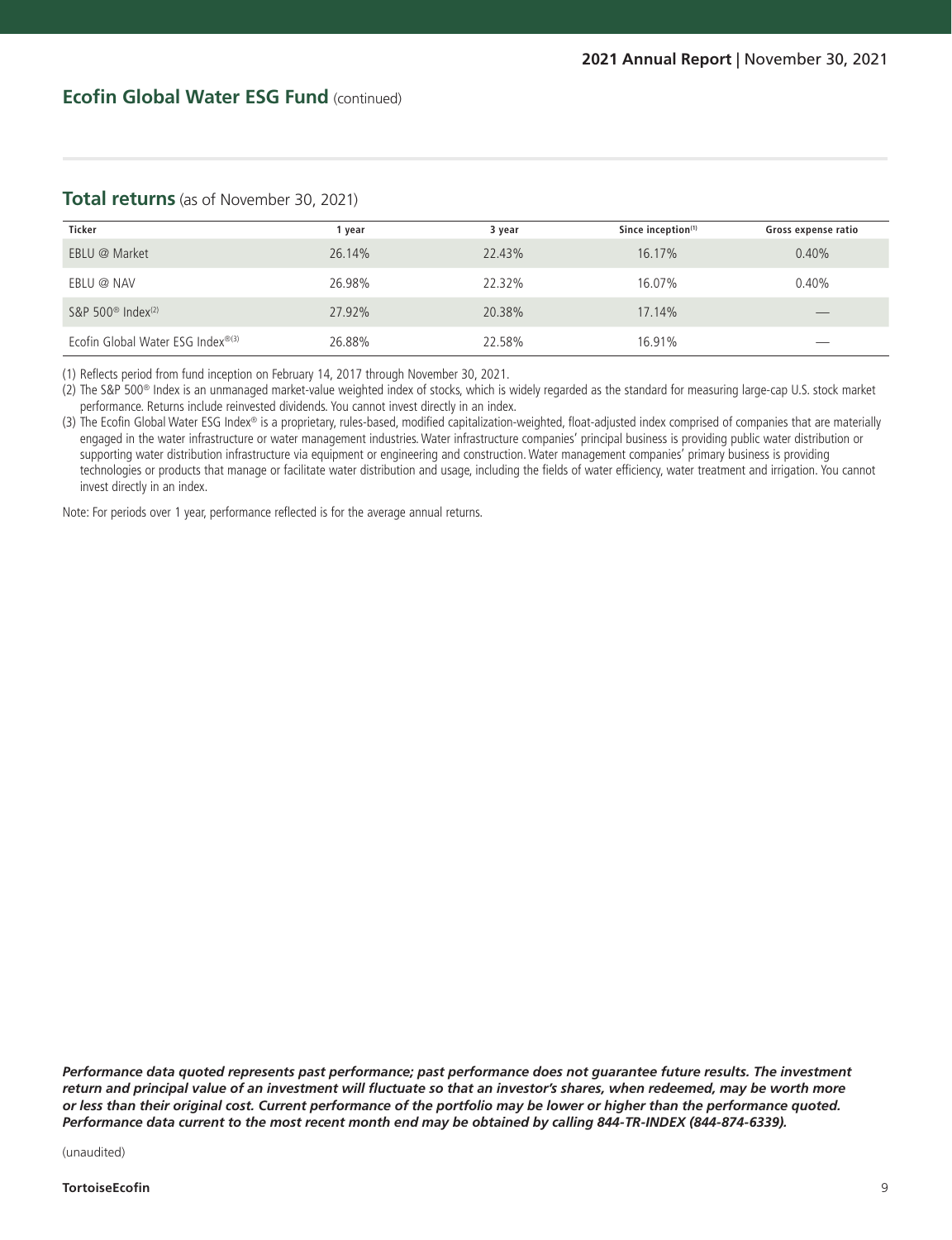## Ecofin Global Water ESG Fund (continued)

### Total returns (as of November 30, 2021)

| Ticker | 1 year | 3 year | Since inception[1] | Gross expense ratio |
|---|---|---|---|---|
| EBLU @ Market | 26.14% | 22.43% | 16.17% | 0.40% |
| EBLU @ NAV | 26.98% | 22.32% | 16.07% | 0.40% |
| S&P 500® Index[2] | 27.92% | 20.38% | 17.14% | — |
| Ecofin Global Water ESG Index®[3] | 26.88% | 22.58% | 16.91% | — |

(1) Reflects period from fund inception on February 14, 2017 through November 30, 2021.

(2) The S&P 500® Index is an unmanaged market-value weighted index of stocks, which is widely regarded as the standard for measuring large-cap U.S. stock market performance. Returns include reinvested dividends. You cannot invest directly in an index.

(3) The Ecofin Global Water ESG Index® is a proprietary, rules-based, modified capitalization-weighted, float-adjusted index comprised of companies that are materially engaged in the water infrastructure or water management industries. Water infrastructure companies' principal business is providing public water distribution or supporting water distribution infrastructure via equipment or engineering and construction. Water management companies' primary business is providing technologies or products that manage or facilitate water distribution and usage, including the fields of water efficiency, water treatment and irrigation. You cannot invest directly in an index.

Note: For periods over 1 year, performance reflected is for the average annual returns.

***Performance data quoted represents past performance; past performance does not guarantee future results. The investment return and principal value of an investment will fluctuate so that an investor's shares, when redeemed, may be worth more or less than their original cost. Current performance of the portfolio may be lower or higher than the performance quoted. Performance data current to the most recent month end may be obtained by calling 844-TR-INDEX (844-874-6339).***

(unaudited)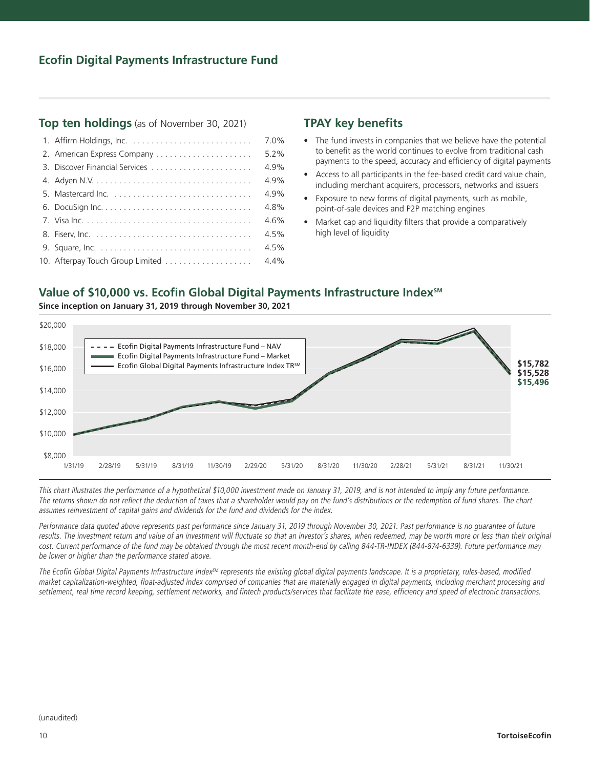## Ecofin Digital Payments Infrastructure Fund

### Top ten holdings (as of November 30, 2021)

| | |
|---|---|
| 1. Affirm Holdings, Inc. | 7.0% |
| 2. American Express Company | 5.2% |
| 3. Discover Financial Services | 4.9% |
| 4. Adyen N.V. | 4.9% |
| 5. Mastercard Inc. | 4.9% |
| 6. DocuSign Inc. | 4.8% |
| 7. Visa Inc. | 4.6% |
| 8. Fiserv, Inc. | 4.5% |
| 9. Square, Inc. | 4.5% |
| 10. Afterpay Touch Group Limited | 4.4% |

### TPAY key benefits

- The fund invests in companies that we believe have the potential to benefit as the world continues to evolve from traditional cash payments to the speed, accuracy and efficiency of digital payments
- Access to all participants in the fee-based credit card value chain, including merchant acquirers, processors, networks and issuers
- Exposure to new forms of digital payments, such as mobile, point-of-sale devices and P2P matching engines
- Market cap and liquidity filters that provide a comparatively high level of liquidity

### Value of $10,000 vs. Ecofin Global Digital Payments Infrastructure Index℠

**Since inception on January 31, 2019 through November 30, 2021**

- Ecofin Digital Payments Infrastructure Fund – NAV: $15,528
- Ecofin Digital Payments Infrastructure Fund – Market: $15,496
- Ecofin Global Digital Payments Infrastructure Index TR℠: $15,782

*This chart illustrates the performance of a hypothetical $10,000 investment made on January 31, 2019, and is not intended to imply any future performance. The returns shown do not reflect the deduction of taxes that a shareholder would pay on the fund's distributions or the redemption of fund shares. The chart assumes reinvestment of capital gains and dividends for the fund and dividends for the index.*

*Performance data quoted above represents past performance since January 31, 2019 through November 30, 2021. Past performance is no guarantee of future results. The investment return and value of an investment will fluctuate so that an investor's shares, when redeemed, may be worth more or less than their original cost. Current performance of the fund may be obtained through the most recent month-end by calling 844-TR-INDEX (844-874-6339). Future performance may be lower or higher than the performance stated above.*

*The Ecofin Global Digital Payments Infrastructure Index℠ represents the existing global digital payments landscape. It is a proprietary, rules-based, modified market capitalization-weighted, float-adjusted index comprised of companies that are materially engaged in digital payments, including merchant processing and settlement, real time record keeping, settlement networks, and fintech products/services that facilitate the ease, efficiency and speed of electronic transactions.*

(unaudited)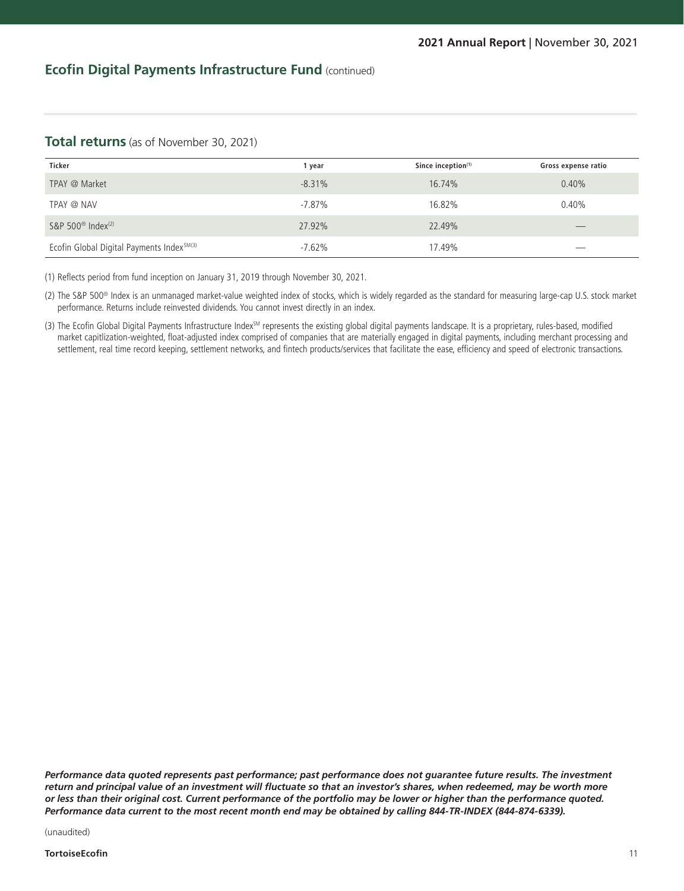## Ecofin Digital Payments Infrastructure Fund (continued)

### Total returns (as of November 30, 2021)

| Ticker | 1 year | Since inception[1] | Gross expense ratio |
|---|---|---|---|
| TPAY @ Market | -8.31% | 16.74% | 0.40% |
| TPAY @ NAV | -7.87% | 16.82% | 0.40% |
| S&P 500® Index[2] | 27.92% | 22.49% | — |
| Ecofin Global Digital Payments Index℠[3] | -7.62% | 17.49% | — |

(1) Reflects period from fund inception on January 31, 2019 through November 30, 2021.

(2) The S&P 500® Index is an unmanaged market-value weighted index of stocks, which is widely regarded as the standard for measuring large-cap U.S. stock market performance. Returns include reinvested dividends. You cannot invest directly in an index.

(3) The Ecofin Global Digital Payments Infrastructure Index℠ represents the existing global digital payments landscape. It is a proprietary, rules-based, modified market capitlization-weighted, float-adjusted index comprised of companies that are materially engaged in digital payments, including merchant processing and settlement, real time record keeping, settlement networks, and fintech products/services that facilitate the ease, efficiency and speed of electronic transactions.

***Performance data quoted represents past performance; past performance does not guarantee future results. The investment return and principal value of an investment will fluctuate so that an investor's shares, when redeemed, may be worth more or less than their original cost. Current performance of the portfolio may be lower or higher than the performance quoted. Performance data current to the most recent month end may be obtained by calling 844-TR-INDEX (844-874-6339).***

(unaudited)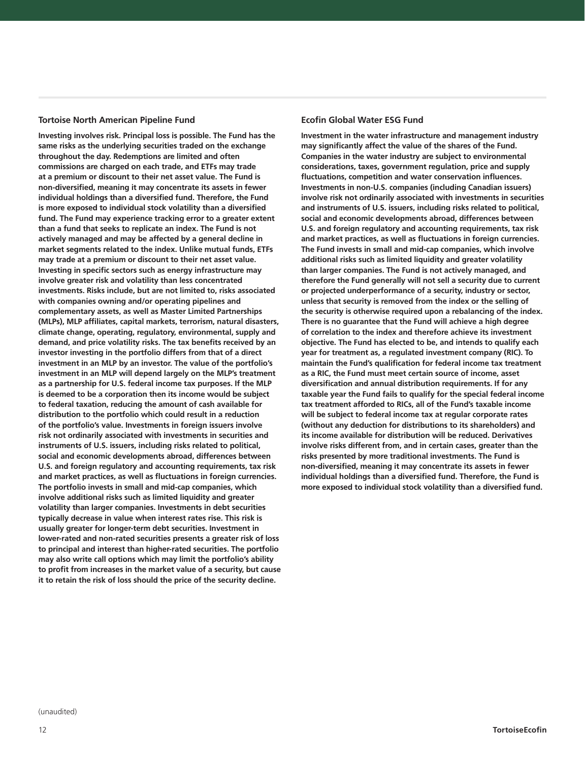### Tortoise North American Pipeline Fund

**Investing involves risk. Principal loss is possible. The Fund has the same risks as the underlying securities traded on the exchange throughout the day. Redemptions are limited and often commissions are charged on each trade, and ETFs may trade at a premium or discount to their net asset value. The Fund is non-diversified, meaning it may concentrate its assets in fewer individual holdings than a diversified fund. Therefore, the Fund is more exposed to individual stock volatility than a diversified fund. The Fund may experience tracking error to a greater extent than a fund that seeks to replicate an index. The Fund is not actively managed and may be affected by a general decline in market segments related to the index. Unlike mutual funds, ETFs may trade at a premium or discount to their net asset value. Investing in specific sectors such as energy infrastructure may involve greater risk and volatility than less concentrated investments. Risks include, but are not limited to, risks associated with companies owning and/or operating pipelines and complementary assets, as well as Master Limited Partnerships (MLPs), MLP affiliates, capital markets, terrorism, natural disasters, climate change, operating, regulatory, environmental, supply and demand, and price volatility risks. The tax benefits received by an investor investing in the portfolio differs from that of a direct investment in an MLP by an investor. The value of the portfolio's investment in an MLP will depend largely on the MLP's treatment as a partnership for U.S. federal income tax purposes. If the MLP is deemed to be a corporation then its income would be subject to federal taxation, reducing the amount of cash available for distribution to the portfolio which could result in a reduction of the portfolio's value. Investments in foreign issuers involve risk not ordinarily associated with investments in securities and instruments of U.S. issuers, including risks related to political, social and economic developments abroad, differences between U.S. and foreign regulatory and accounting requirements, tax risk and market practices, as well as fluctuations in foreign currencies. The portfolio invests in small and mid-cap companies, which involve additional risks such as limited liquidity and greater volatility than larger companies. Investments in debt securities typically decrease in value when interest rates rise. This risk is usually greater for longer-term debt securities. Investment in lower-rated and non-rated securities presents a greater risk of loss to principal and interest than higher-rated securities. The portfolio may also write call options which may limit the portfolio's ability to profit from increases in the market value of a security, but cause it to retain the risk of loss should the price of the security decline.**

### Ecofin Global Water ESG Fund

**Investment in the water infrastructure and management industry may significantly affect the value of the shares of the Fund. Companies in the water industry are subject to environmental considerations, taxes, government regulation, price and supply fluctuations, competition and water conservation influences. Investments in non-U.S. companies (including Canadian issuers) involve risk not ordinarily associated with investments in securities and instruments of U.S. issuers, including risks related to political, social and economic developments abroad, differences between U.S. and foreign regulatory and accounting requirements, tax risk and market practices, as well as fluctuations in foreign currencies. The Fund invests in small and mid-cap companies, which involve additional risks such as limited liquidity and greater volatility than larger companies. The Fund is not actively managed, and therefore the Fund generally will not sell a security due to current or projected underperformance of a security, industry or sector, unless that security is removed from the index or the selling of the security is otherwise required upon a rebalancing of the index. There is no guarantee that the Fund will achieve a high degree of correlation to the index and therefore achieve its investment objective. The Fund has elected to be, and intends to qualify each year for treatment as, a regulated investment company (RIC). To maintain the Fund's qualification for federal income tax treatment as a RIC, the Fund must meet certain source of income, asset diversification and annual distribution requirements. If for any taxable year the Fund fails to qualify for the special federal income tax treatment afforded to RICs, all of the Fund's taxable income will be subject to federal income tax at regular corporate rates (without any deduction for distributions to its shareholders) and its income available for distribution will be reduced. Derivatives involve risks different from, and in certain cases, greater than the risks presented by more traditional investments. The Fund is non-diversified, meaning it may concentrate its assets in fewer individual holdings than a diversified fund. Therefore, the Fund is more exposed to individual stock volatility than a diversified fund.**

(unaudited)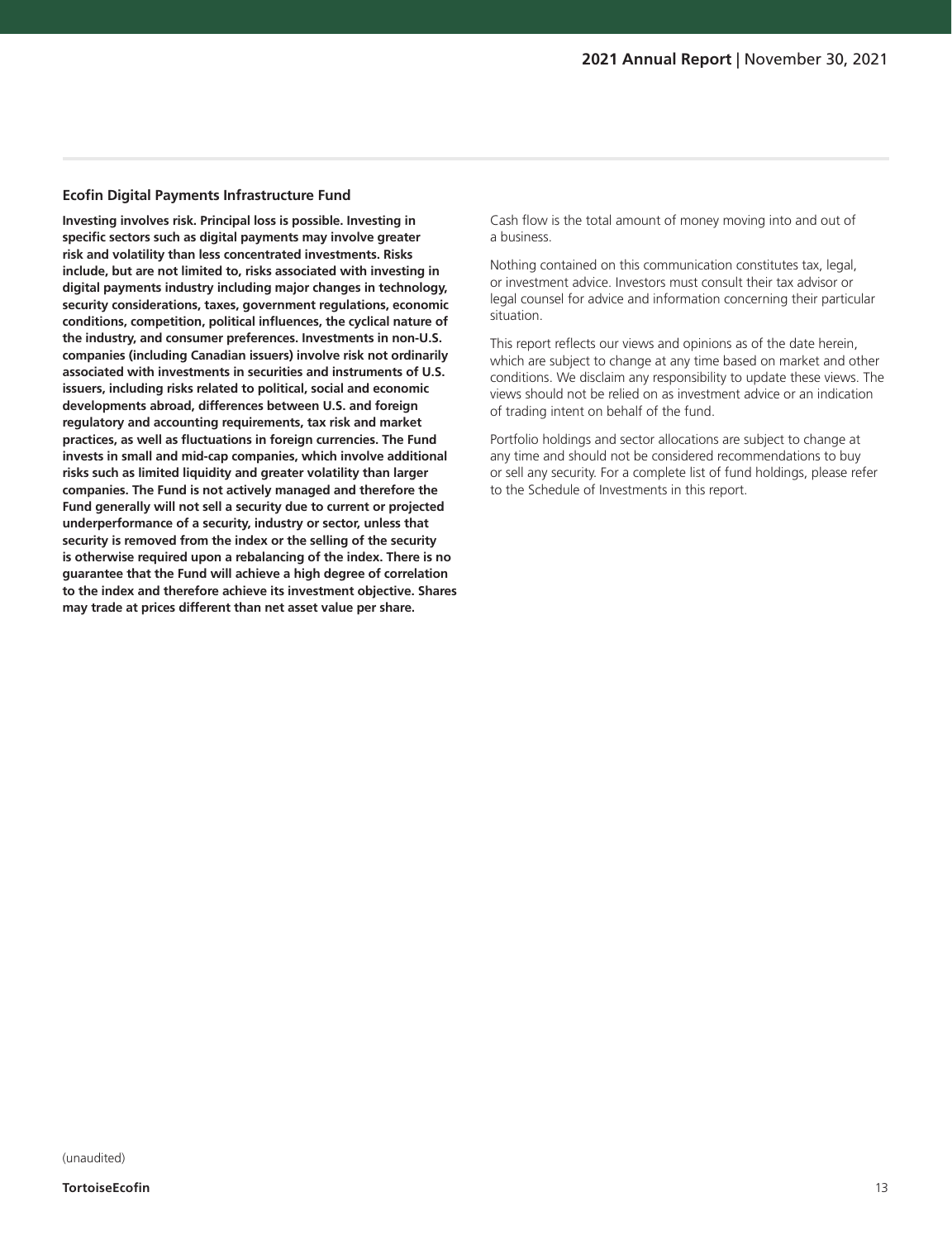### Ecofin Digital Payments Infrastructure Fund

**Investing involves risk. Principal loss is possible. Investing in specific sectors such as digital payments may involve greater risk and volatility than less concentrated investments. Risks include, but are not limited to, risks associated with investing in digital payments industry including major changes in technology, security considerations, taxes, government regulations, economic conditions, competition, political influences, the cyclical nature of the industry, and consumer preferences. Investments in non-U.S. companies (including Canadian issuers) involve risk not ordinarily associated with investments in securities and instruments of U.S. issuers, including risks related to political, social and economic developments abroad, differences between U.S. and foreign regulatory and accounting requirements, tax risk and market practices, as well as fluctuations in foreign currencies. The Fund invests in small and mid-cap companies, which involve additional risks such as limited liquidity and greater volatility than larger companies. The Fund is not actively managed and therefore the Fund generally will not sell a security due to current or projected underperformance of a security, industry or sector, unless that security is removed from the index or the selling of the security is otherwise required upon a rebalancing of the index. There is no guarantee that the Fund will achieve a high degree of correlation to the index and therefore achieve its investment objective. Shares may trade at prices different than net asset value per share.**

Cash flow is the total amount of money moving into and out of a business.

Nothing contained on this communication constitutes tax, legal, or investment advice. Investors must consult their tax advisor or legal counsel for advice and information concerning their particular situation.

This report reflects our views and opinions as of the date herein, which are subject to change at any time based on market and other conditions. We disclaim any responsibility to update these views. The views should not be relied on as investment advice or an indication of trading intent on behalf of the fund.

Portfolio holdings and sector allocations are subject to change at any time and should not be considered recommendations to buy or sell any security. For a complete list of fund holdings, please refer to the Schedule of Investments in this report.

(unaudited)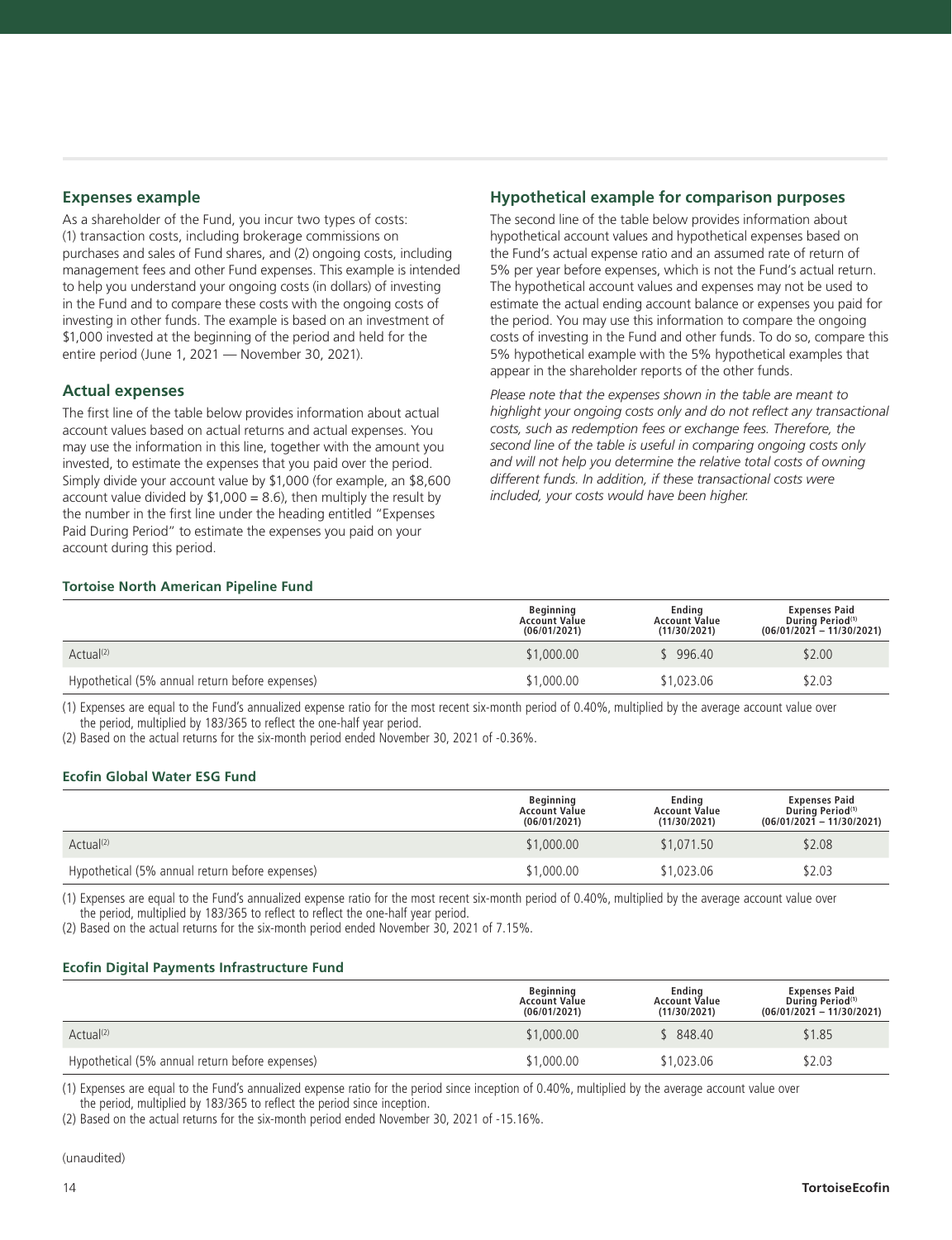## Expenses example

As a shareholder of the Fund, you incur two types of costs: (1) transaction costs, including brokerage commissions on purchases and sales of Fund shares, and (2) ongoing costs, including management fees and other Fund expenses. This example is intended to help you understand your ongoing costs (in dollars) of investing in the Fund and to compare these costs with the ongoing costs of investing in other funds. The example is based on an investment of $1,000 invested at the beginning of the period and held for the entire period (June 1, 2021 — November 30, 2021).

## Actual expenses

The first line of the table below provides information about actual account values based on actual returns and actual expenses. You may use the information in this line, together with the amount you invested, to estimate the expenses that you paid over the period. Simply divide your account value by $1,000 (for example, an $8,600 account value divided by $1,000 = 8.6), then multiply the result by the number in the first line under the heading entitled "Expenses Paid During Period" to estimate the expenses you paid on your account during this period.

## Hypothetical example for comparison purposes

The second line of the table below provides information about hypothetical account values and hypothetical expenses based on the Fund's actual expense ratio and an assumed rate of return of 5% per year before expenses, which is not the Fund's actual return. The hypothetical account values and expenses may not be used to estimate the actual ending account balance or expenses you paid for the period. You may use this information to compare the ongoing costs of investing in the Fund and other funds. To do so, compare this 5% hypothetical example with the 5% hypothetical examples that appear in the shareholder reports of the other funds.

*Please note that the expenses shown in the table are meant to highlight your ongoing costs only and do not reflect any transactional costs, such as redemption fees or exchange fees. Therefore, the second line of the table is useful in comparing ongoing costs only and will not help you determine the relative total costs of owning different funds. In addition, if these transactional costs were included, your costs would have been higher.*

### Tortoise North American Pipeline Fund

| | Beginning Account Value (06/01/2021) | Ending Account Value (11/30/2021) | Expenses Paid During Period[1] (06/01/2021 – 11/30/2021) |
|---|---|---|---|
| Actual[2] | $1,000.00 | $ 996.40 | $2.00 |
| Hypothetical (5% annual return before expenses) | $1,000.00 | $1,023.06 | $2.03 |

(1) Expenses are equal to the Fund's annualized expense ratio for the most recent six-month period of 0.40%, multiplied by the average account value over the period, multiplied by 183/365 to reflect the one-half year period.

(2) Based on the actual returns for the six-month period ended November 30, 2021 of -0.36%.

### Ecofin Global Water ESG Fund

| | Beginning Account Value (06/01/2021) | Ending Account Value (11/30/2021) | Expenses Paid During Period[1] (06/01/2021 – 11/30/2021) |
|---|---|---|---|
| Actual[2] | $1,000.00 | $1,071.50 | $2.08 |
| Hypothetical (5% annual return before expenses) | $1,000.00 | $1,023.06 | $2.03 |

(1) Expenses are equal to the Fund's annualized expense ratio for the most recent six-month period of 0.40%, multiplied by the average account value over the period, multiplied by 183/365 to reflect to reflect the one-half year period.

(2) Based on the actual returns for the six-month period ended November 30, 2021 of 7.15%.

### Ecofin Digital Payments Infrastructure Fund

| | Beginning Account Value (06/01/2021) | Ending Account Value (11/30/2021) | Expenses Paid During Period[1] (06/01/2021 – 11/30/2021) |
|---|---|---|---|
| Actual[2] | $1,000.00 | $ 848.40 | $1.85 |
| Hypothetical (5% annual return before expenses) | $1,000.00 | $1,023.06 | $2.03 |

(1) Expenses are equal to the Fund's annualized expense ratio for the period since inception of 0.40%, multiplied by the average account value over the period, multiplied by 183/365 to reflect the period since inception.

(2) Based on the actual returns for the six-month period ended November 30, 2021 of -15.16%.

(unaudited)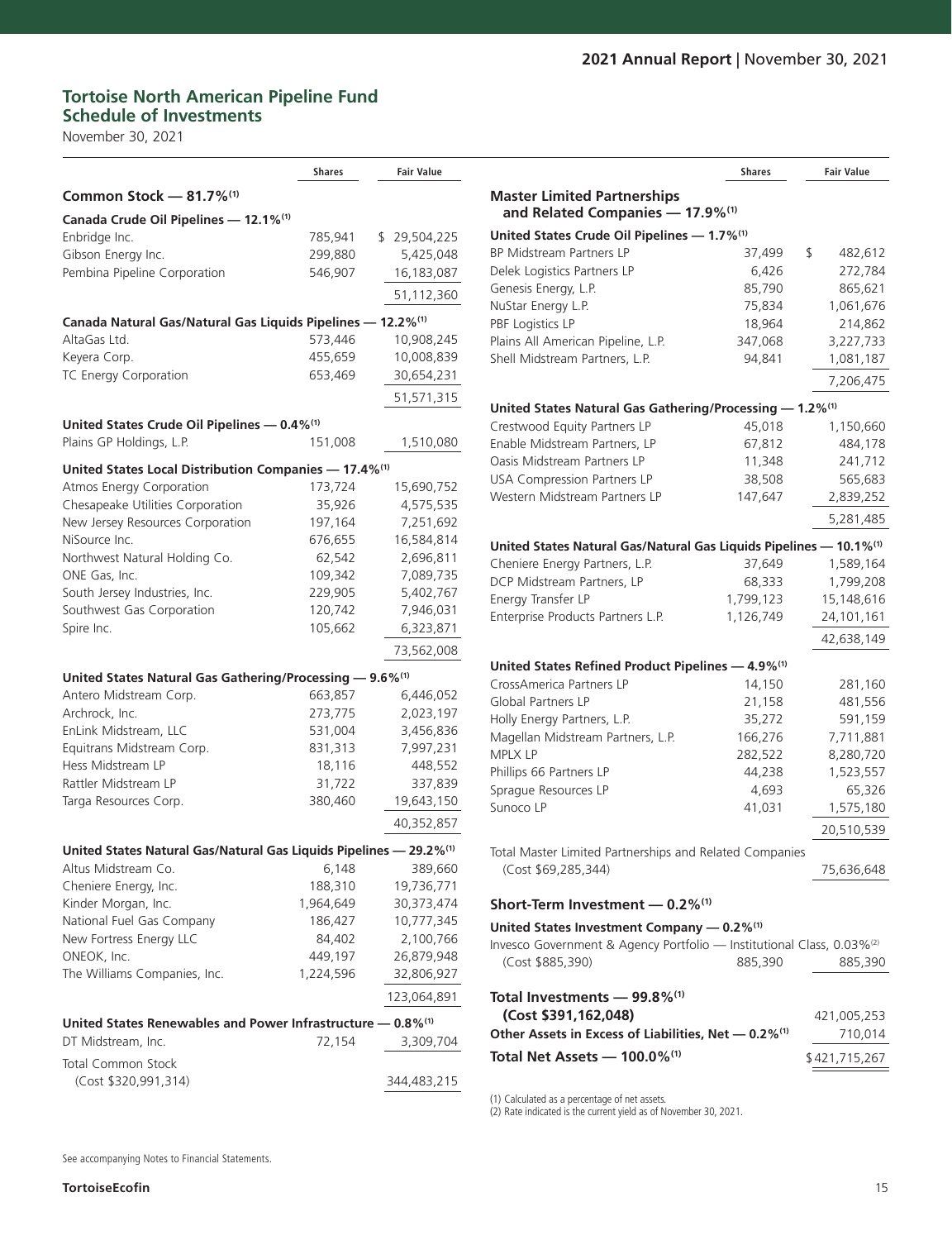## Tortoise North American Pipeline Fund
## Schedule of Investments

November 30, 2021

| | Shares | Fair Value |
|---|---|---|
| **Common Stock — 81.7%[1]** | | |
| **Canada Crude Oil Pipelines — 12.1%[1]** | | |
| Enbridge Inc. | 785,941 | $ 29,504,225 |
| Gibson Energy Inc. | 299,880 | 5,425,048 |
| Pembina Pipeline Corporation | 546,907 | 16,183,087 |
| | | 51,112,360 |
| **Canada Natural Gas/Natural Gas Liquids Pipelines — 12.2%[1]** | | |
| AltaGas Ltd. | 573,446 | 10,908,245 |
| Keyera Corp. | 455,659 | 10,008,839 |
| TC Energy Corporation | 653,469 | 30,654,231 |
| | | 51,571,315 |
| **United States Crude Oil Pipelines — 0.4%[1]** | | |
| Plains GP Holdings, L.P. | 151,008 | 1,510,080 |
| **United States Local Distribution Companies — 17.4%[1]** | | |
| Atmos Energy Corporation | 173,724 | 15,690,752 |
| Chesapeake Utilities Corporation | 35,926 | 4,575,535 |
| New Jersey Resources Corporation | 197,164 | 7,251,692 |
| NiSource Inc. | 676,655 | 16,584,814 |
| Northwest Natural Holding Co. | 62,542 | 2,696,811 |
| ONE Gas, Inc. | 109,342 | 7,089,735 |
| South Jersey Industries, Inc. | 229,905 | 5,402,767 |
| Southwest Gas Corporation | 120,742 | 7,946,031 |
| Spire Inc. | 105,662 | 6,323,871 |
| | | 73,562,008 |
| **United States Natural Gas Gathering/Processing — 9.6%[1]** | | |
| Antero Midstream Corp. | 663,857 | 6,446,052 |
| Archrock, Inc. | 273,775 | 2,023,197 |
| EnLink Midstream, LLC | 531,004 | 3,456,836 |
| Equitrans Midstream Corp. | 831,313 | 7,997,231 |
| Hess Midstream LP | 18,116 | 448,552 |
| Rattler Midstream LP | 31,722 | 337,839 |
| Targa Resources Corp. | 380,460 | 19,643,150 |
| | | 40,352,857 |
| **United States Natural Gas/Natural Gas Liquids Pipelines — 29.2%[1]** | | |
| Altus Midstream Co. | 6,148 | 389,660 |
| Cheniere Energy, Inc. | 188,310 | 19,736,771 |
| Kinder Morgan, Inc. | 1,964,649 | 30,373,474 |
| National Fuel Gas Company | 186,427 | 10,777,345 |
| New Fortress Energy LLC | 84,402 | 2,100,766 |
| ONEOK, Inc. | 449,197 | 26,879,948 |
| The Williams Companies, Inc. | 1,224,596 | 32,806,927 |
| | | 123,064,891 |
| **United States Renewables and Power Infrastructure — 0.8%[1]** | | |
| DT Midstream, Inc. | 72,154 | 3,309,704 |
| Total Common Stock (Cost $320,991,314) | | 344,483,215 |

| | Shares | Fair Value |
|---|---|---|
| **Master Limited Partnerships and Related Companies — 17.9%[1]** | | |
| **United States Crude Oil Pipelines — 1.7%[1]** | | |
| BP Midstream Partners LP | 37,499 | $ 482,612 |
| Delek Logistics Partners LP | 6,426 | 272,784 |
| Genesis Energy, L.P. | 85,790 | 865,621 |
| NuStar Energy L.P. | 75,834 | 1,061,676 |
| PBF Logistics LP | 18,964 | 214,862 |
| Plains All American Pipeline, L.P. | 347,068 | 3,227,733 |
| Shell Midstream Partners, L.P. | 94,841 | 1,081,187 |
| | | 7,206,475 |
| **United States Natural Gas Gathering/Processing — 1.2%[1]** | | |
| Crestwood Equity Partners LP | 45,018 | 1,150,660 |
| Enable Midstream Partners, LP | 67,812 | 484,178 |
| Oasis Midstream Partners LP | 11,348 | 241,712 |
| USA Compression Partners LP | 38,508 | 565,683 |
| Western Midstream Partners LP | 147,647 | 2,839,252 |
| | | 5,281,485 |
| **United States Natural Gas/Natural Gas Liquids Pipelines — 10.1%[1]** | | |
| Cheniere Energy Partners, L.P. | 37,649 | 1,589,164 |
| DCP Midstream Partners, LP | 68,333 | 1,799,208 |
| Energy Transfer LP | 1,799,123 | 15,148,616 |
| Enterprise Products Partners L.P. | 1,126,749 | 24,101,161 |
| | | 42,638,149 |
| **United States Refined Product Pipelines — 4.9%[1]** | | |
| CrossAmerica Partners LP | 14,150 | 281,160 |
| Global Partners LP | 21,158 | 481,556 |
| Holly Energy Partners, L.P. | 35,272 | 591,159 |
| Magellan Midstream Partners, L.P. | 166,276 | 7,711,881 |
| MPLX LP | 282,522 | 8,280,720 |
| Phillips 66 Partners LP | 44,238 | 1,523,557 |
| Sprague Resources LP | 4,693 | 65,326 |
| Sunoco LP | 41,031 | 1,575,180 |
| | | 20,510,539 |
| Total Master Limited Partnerships and Related Companies (Cost $69,285,344) | | 75,636,648 |
| **Short-Term Investment — 0.2%[1]** | | |
| **United States Investment Company — 0.2%[1]** | | |
| Invesco Government & Agency Portfolio — Institutional Class, 0.03%[2] (Cost $885,390) | 885,390 | 885,390 |
| **Total Investments — 99.8%[1] (Cost $391,162,048)** | | 421,005,253 |
| **Other Assets in Excess of Liabilities, Net — 0.2%[1]** | | 710,014 |
| **Total Net Assets — 100.0%[1]** | | $421,715,267 |

(1) Calculated as a percentage of net assets.
(2) Rate indicated is the current yield as of November 30, 2021.

See accompanying Notes to Financial Statements.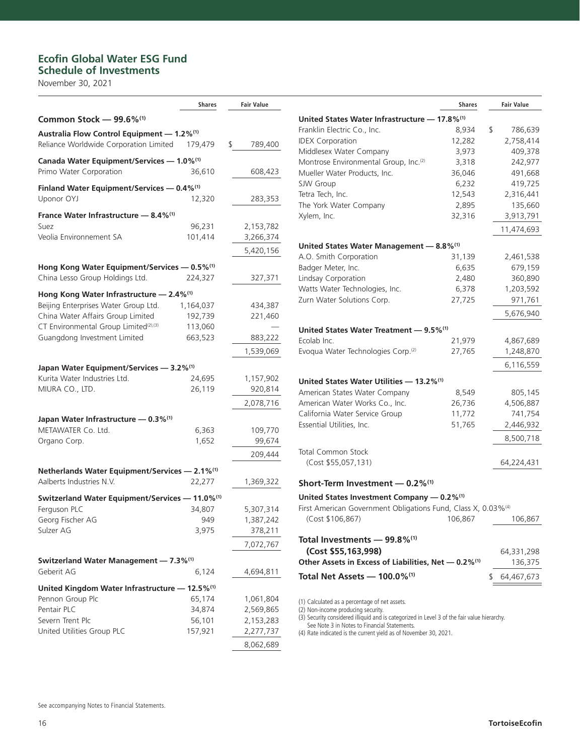# Ecofin Global Water ESG Fund
## Schedule of Investments

November 30, 2021

| | Shares | Fair Value |
|---|---|---|
| **Common Stock — 99.6%[1]** | | |
| **Australia Flow Control Equipment — 1.2%[1]** | | |
| Reliance Worldwide Corporation Limited | 179,479 | $ 789,400 |
| **Canada Water Equipment/Services — 1.0%[1]** | | |
| Primo Water Corporation | 36,610 | 608,423 |
| **Finland Water Equipment/Services — 0.4%[1]** | | |
| Uponor OYJ | 12,320 | 283,353 |
| **France Water Infrastructure — 8.4%[1]** | | |
| Suez | 96,231 | 2,153,782 |
| Veolia Environnement SA | 101,414 | 3,266,374 |
| | | 5,420,156 |
| **Hong Kong Water Equipment/Services — 0.5%[1]** | | |
| China Lesso Group Holdings Ltd. | 224,327 | 327,371 |
| **Hong Kong Water Infrastructure — 2.4%[1]** | | |
| Beijing Enterprises Water Group Ltd. | 1,164,037 | 434,387 |
| China Water Affairs Group Limited | 192,739 | 221,460 |
| CT Environmental Group Limited[2],[3] | 113,060 | — |
| Guangdong Investment Limited | 663,523 | 883,222 |
| | | 1,539,069 |
| **Japan Water Equipment/Services — 3.2%[1]** | | |
| Kurita Water Industries Ltd. | 24,695 | 1,157,902 |
| MIURA CO., LTD. | 26,119 | 920,814 |
| | | 2,078,716 |
| **Japan Water Infrastructure — 0.3%[1]** | | |
| METAWATER Co. Ltd. | 6,363 | 109,770 |
| Organo Corp. | 1,652 | 99,674 |
| | | 209,444 |
| **Netherlands Water Equipment/Services — 2.1%[1]** | | |
| Aalberts Industries N.V. | 22,277 | 1,369,322 |
| **Switzerland Water Equipment/Services — 11.0%[1]** | | |
| Ferguson PLC | 34,807 | 5,307,314 |
| Georg Fischer AG | 949 | 1,387,242 |
| Sulzer AG | 3,975 | 378,211 |
| | | 7,072,767 |
| **Switzerland Water Management — 7.3%[1]** | | |
| Geberit AG | 6,124 | 4,694,811 |
| **United Kingdom Water Infrastructure — 12.5%[1]** | | |
| Pennon Group Plc | 65,174 | 1,061,804 |
| Pentair PLC | 34,874 | 2,569,865 |
| Severn Trent Plc | 56,101 | 2,153,283 |
| United Utilities Group PLC | 157,921 | 2,277,737 |
| | | 8,062,689 |
| **United States Water Infrastructure — 17.8%[1]** | | |
| Franklin Electric Co., Inc. | 8,934 | $ 786,639 |
| IDEX Corporation | 12,282 | 2,758,414 |
| Middlesex Water Company | 3,973 | 409,378 |
| Montrose Environmental Group, Inc.[2] | 3,318 | 242,977 |
| Mueller Water Products, Inc. | 36,046 | 491,668 |
| SJW Group | 6,232 | 419,725 |
| Tetra Tech, Inc. | 12,543 | 2,316,441 |
| The York Water Company | 2,895 | 135,660 |
| Xylem, Inc. | 32,316 | 3,913,791 |
| | | 11,474,693 |
| **United States Water Management — 8.8%[1]** | | |
| A.O. Smith Corporation | 31,139 | 2,461,538 |
| Badger Meter, Inc. | 6,635 | 679,159 |
| Lindsay Corporation | 2,480 | 360,890 |
| Watts Water Technologies, Inc. | 6,378 | 1,203,592 |
| Zurn Water Solutions Corp. | 27,725 | 971,761 |
| | | 5,676,940 |
| **United States Water Treatment — 9.5%[1]** | | |
| Ecolab Inc. | 21,979 | 4,867,689 |
| Evoqua Water Technologies Corp.[2] | 27,765 | 1,248,870 |
| | | 6,116,559 |
| **United States Water Utilities — 13.2%[1]** | | |
| American States Water Company | 8,549 | 805,145 |
| American Water Works Co., Inc. | 26,736 | 4,506,887 |
| California Water Service Group | 11,772 | 741,754 |
| Essential Utilities, Inc. | 51,765 | 2,446,932 |
| | | 8,500,718 |
| Total Common Stock (Cost $55,057,131) | | 64,224,431 |
| **Short-Term Investment — 0.2%[1]** | | |
| **United States Investment Company — 0.2%[1]** | | |
| First American Government Obligations Fund, Class X, 0.03%[4] (Cost $106,867) | 106,867 | 106,867 |
| **Total Investments — 99.8%[1] (Cost $55,163,998)** | | 64,331,298 |
| **Other Assets in Excess of Liabilities, Net — 0.2%[1]** | | 136,375 |
| **Total Net Assets — 100.0%[1]** | | $ 64,467,673 |

(1) Calculated as a percentage of net assets.
(2) Non-income producing security.
(3) Security considered illiquid and is categorized in Level 3 of the fair value hierarchy. See Note 3 in Notes to Financial Statements.
(4) Rate indicated is the current yield as of November 30, 2021.

See accompanying Notes to Financial Statements.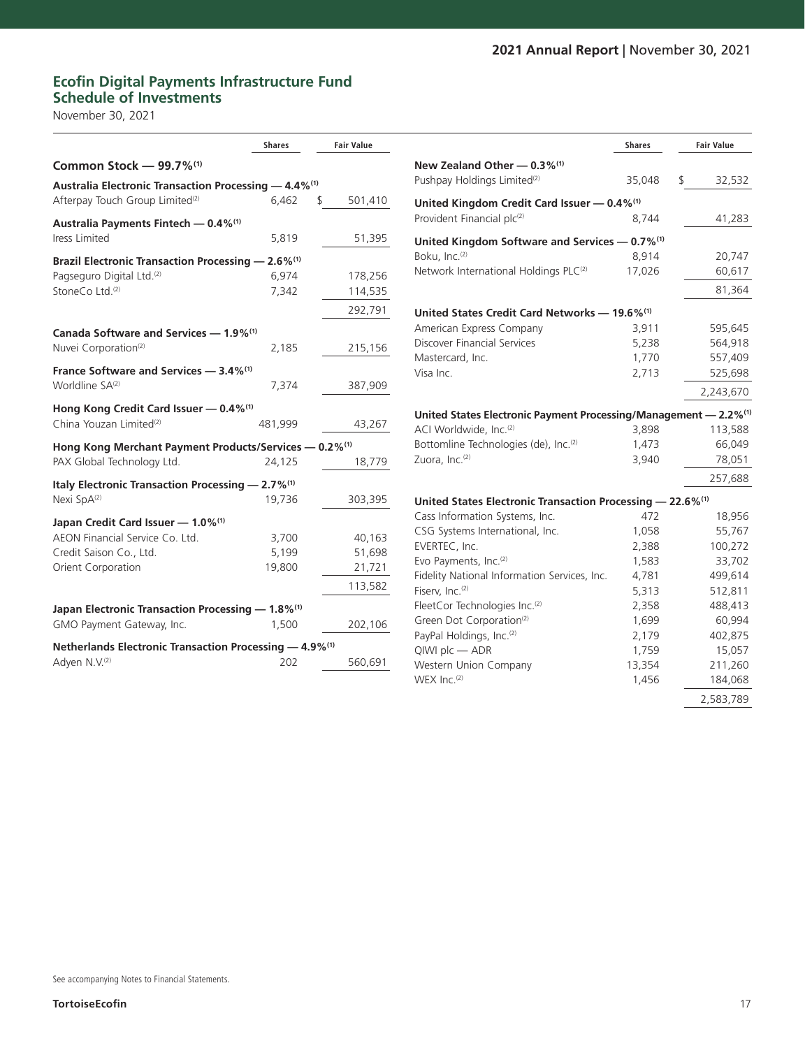## Ecofin Digital Payments Infrastructure Fund
## Schedule of Investments

November 30, 2021

| | Shares | Fair Value |
|---|---|---|
| **Common Stock — 99.7%(1)** | | |
| **Australia Electronic Transaction Processing — 4.4%(1)** | | |
| Afterpay Touch Group Limited(2) | 6,462 | $ 501,410 |
| **Australia Payments Fintech — 0.4%(1)** | | |
| Iress Limited | 5,819 | 51,395 |
| **Brazil Electronic Transaction Processing — 2.6%(1)** | | |
| Pagseguro Digital Ltd.(2) | 6,974 | 178,256 |
| StoneCo Ltd.(2) | 7,342 | 114,535 |
| | | 292,791 |
| **Canada Software and Services — 1.9%(1)** | | |
| Nuvei Corporation(2) | 2,185 | 215,156 |
| **France Software and Services — 3.4%(1)** | | |
| Worldline SA(2) | 7,374 | 387,909 |
| **Hong Kong Credit Card Issuer — 0.4%(1)** | | |
| China Youzan Limited(2) | 481,999 | 43,267 |
| **Hong Kong Merchant Payment Products/Services — 0.2%(1)** | | |
| PAX Global Technology Ltd. | 24,125 | 18,779 |
| **Italy Electronic Transaction Processing — 2.7%(1)** | | |
| Nexi SpA(2) | 19,736 | 303,395 |
| **Japan Credit Card Issuer — 1.0%(1)** | | |
| AEON Financial Service Co. Ltd. | 3,700 | 40,163 |
| Credit Saison Co., Ltd. | 5,199 | 51,698 |
| Orient Corporation | 19,800 | 21,721 |
| | | 113,582 |
| **Japan Electronic Transaction Processing — 1.8%(1)** | | |
| GMO Payment Gateway, Inc. | 1,500 | 202,106 |
| **Netherlands Electronic Transaction Processing — 4.9%(1)** | | |
| Adyen N.V.(2) | 202 | 560,691 |
| **New Zealand Other — 0.3%(1)** | | |
| Pushpay Holdings Limited(2) | 35,048 | $ 32,532 |
| **United Kingdom Credit Card Issuer — 0.4%(1)** | | |
| Provident Financial plc(2) | 8,744 | 41,283 |
| **United Kingdom Software and Services — 0.7%(1)** | | |
| Boku, Inc.(2) | 8,914 | 20,747 |
| Network International Holdings PLC(2) | 17,026 | 60,617 |
| | | 81,364 |
| **United States Credit Card Networks — 19.6%(1)** | | |
| American Express Company | 3,911 | 595,645 |
| Discover Financial Services | 5,238 | 564,918 |
| Mastercard, Inc. | 1,770 | 557,409 |
| Visa Inc. | 2,713 | 525,698 |
| | | 2,243,670 |
| **United States Electronic Payment Processing/Management — 2.2%(1)** | | |
| ACI Worldwide, Inc.(2) | 3,898 | 113,588 |
| Bottomline Technologies (de), Inc.(2) | 1,473 | 66,049 |
| Zuora, Inc.(2) | 3,940 | 78,051 |
| | | 257,688 |
| **United States Electronic Transaction Processing — 22.6%(1)** | | |
| Cass Information Systems, Inc. | 472 | 18,956 |
| CSG Systems International, Inc. | 1,058 | 55,767 |
| EVERTEC, Inc. | 2,388 | 100,272 |
| Evo Payments, Inc.(2) | 1,583 | 33,702 |
| Fidelity National Information Services, Inc. | 4,781 | 499,614 |
| Fiserv, Inc.(2) | 5,313 | 512,811 |
| FleetCor Technologies Inc.(2) | 2,358 | 488,413 |
| Green Dot Corporation(2) | 1,699 | 60,994 |
| PayPal Holdings, Inc.(2) | 2,179 | 402,875 |
| QIWI plc — ADR | 1,759 | 15,057 |
| Western Union Company | 13,354 | 211,260 |
| WEX Inc.(2) | 1,456 | 184,068 |
| | | 2,583,789 |

See accompanying Notes to Financial Statements.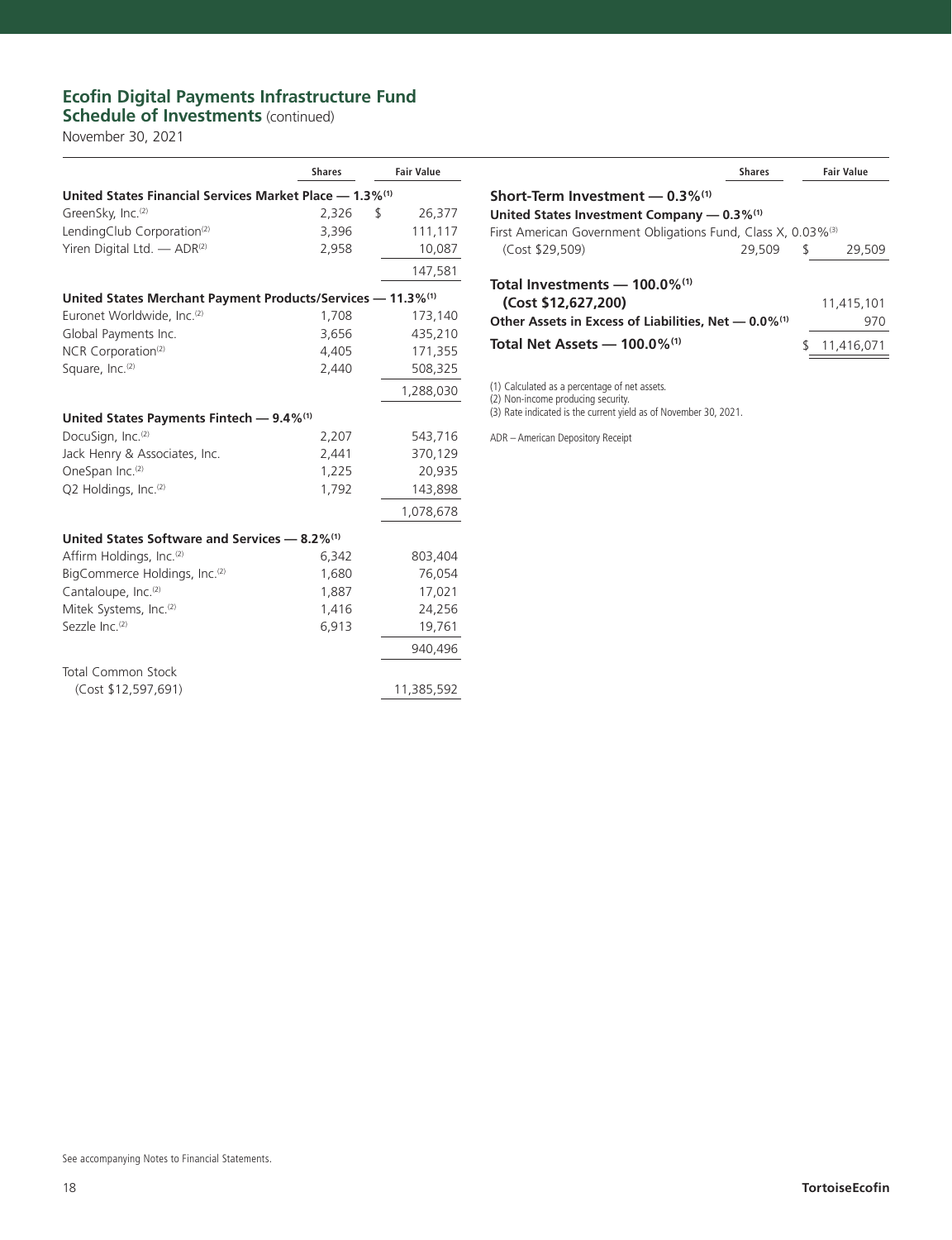## Ecofin Digital Payments Infrastructure Fund
### Schedule of Investments (continued)

November 30, 2021

| | Shares | Fair Value |
|---|---|---|
| **United States Financial Services Market Place — 1.3%[1]** | | |
| GreenSky, Inc.[2] | 2,326 | $ 26,377 |
| LendingClub Corporation[2] | 3,396 | 111,117 |
| Yiren Digital Ltd. — ADR[2] | 2,958 | 10,087 |
| | | 147,581 |
| **United States Merchant Payment Products/Services — 11.3%[1]** | | |
| Euronet Worldwide, Inc.[2] | 1,708 | 173,140 |
| Global Payments Inc. | 3,656 | 435,210 |
| NCR Corporation[2] | 4,405 | 171,355 |
| Square, Inc.[2] | 2,440 | 508,325 |
| | | 1,288,030 |
| **United States Payments Fintech — 9.4%[1]** | | |
| DocuSign, Inc.[2] | 2,207 | 543,716 |
| Jack Henry & Associates, Inc. | 2,441 | 370,129 |
| OneSpan Inc.[2] | 1,225 | 20,935 |
| Q2 Holdings, Inc.[2] | 1,792 | 143,898 |
| | | 1,078,678 |
| **United States Software and Services — 8.2%[1]** | | |
| Affirm Holdings, Inc.[2] | 6,342 | 803,404 |
| BigCommerce Holdings, Inc.[2] | 1,680 | 76,054 |
| Cantaloupe, Inc.[2] | 1,887 | 17,021 |
| Mitek Systems, Inc.[2] | 1,416 | 24,256 |
| Sezzle Inc.[2] | 6,913 | 19,761 |
| | | 940,496 |
| Total Common Stock (Cost $12,597,691) | | 11,385,592 |
| **Short-Term Investment — 0.3%[1]** | | |
| **United States Investment Company — 0.3%[1]** | | |
| First American Government Obligations Fund, Class X, 0.03%[3] (Cost $29,509) | 29,509 | $ 29,509 |
| **Total Investments — 100.0%[1] (Cost $12,627,200)** | | 11,415,101 |
| **Other Assets in Excess of Liabilities, Net — 0.0%[1]** | | 970 |
| **Total Net Assets — 100.0%[1]** | | $ 11,416,071 |

(1) Calculated as a percentage of net assets.
(2) Non-income producing security.
(3) Rate indicated is the current yield as of November 30, 2021.

ADR – American Depository Receipt

See accompanying Notes to Financial Statements.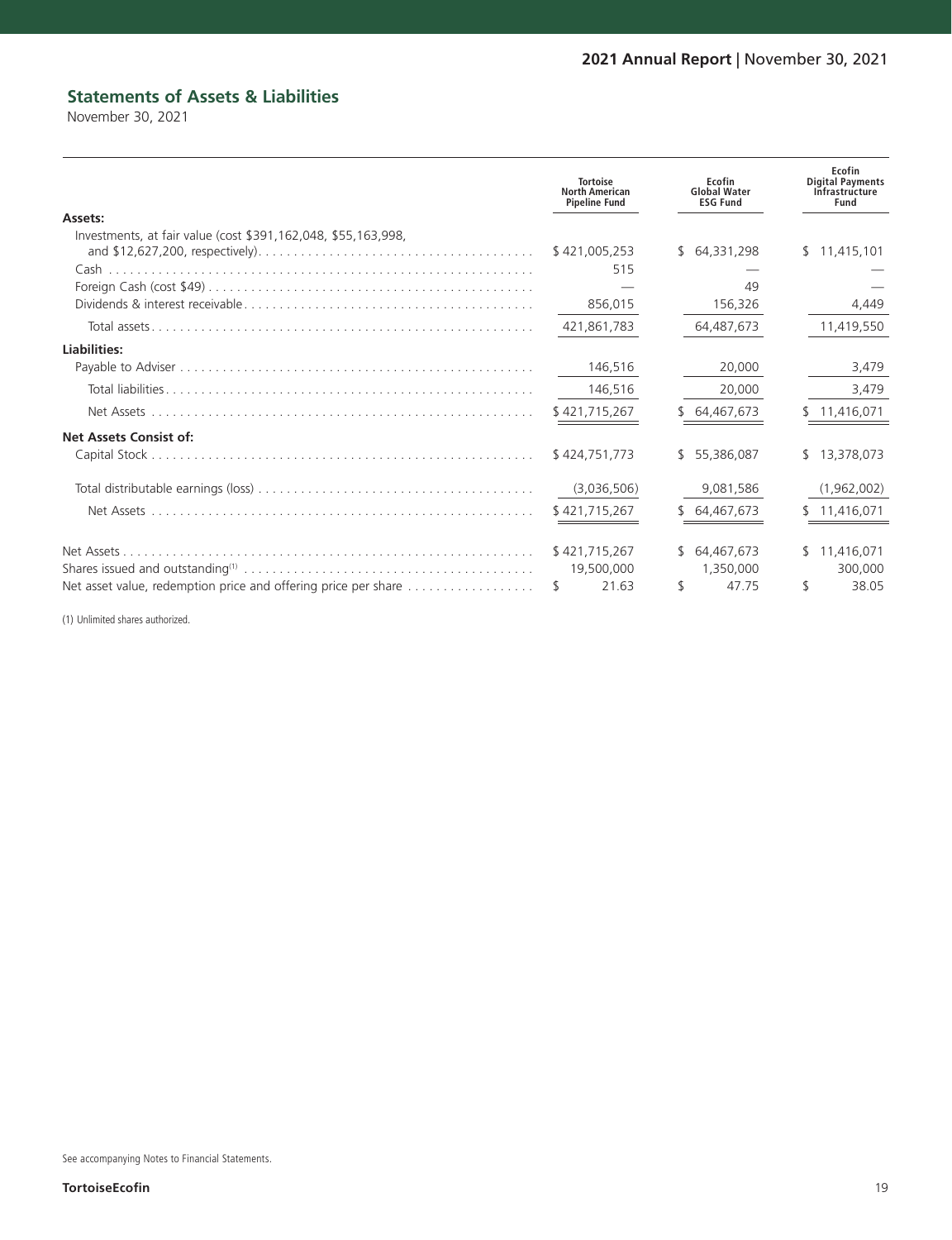## Statements of Assets & Liabilities

November 30, 2021

| | Tortoise North American Pipeline Fund | Ecofin Global Water ESG Fund | Ecofin Digital Payments Infrastructure Fund |
|---|---|---|---|
| **Assets:** | | | |
| Investments, at fair value (cost $391,162,048, $55,163,998, and $12,627,200, respectively) | $ 421,005,253 | $ 64,331,298 | $ 11,415,101 |
| Cash | 515 | — | — |
| Foreign Cash (cost $49) | — | 49 | — |
| Dividends & interest receivable | 856,015 | 156,326 | 4,449 |
| Total assets | 421,861,783 | 64,487,673 | 11,419,550 |
| **Liabilities:** | | | |
| Payable to Adviser | 146,516 | 20,000 | 3,479 |
| Total liabilities | 146,516 | 20,000 | 3,479 |
| Net Assets | $ 421,715,267 | $ 64,467,673 | $ 11,416,071 |
| **Net Assets Consist of:** | | | |
| Capital Stock | $ 424,751,773 | $ 55,386,087 | $ 13,378,073 |
| Total distributable earnings (loss) | (3,036,506) | 9,081,586 | (1,962,002) |
| Net Assets | $ 421,715,267 | $ 64,467,673 | $ 11,416,071 |
| Net Assets | $ 421,715,267 | $ 64,467,673 | $ 11,416,071 |
| Shares issued and outstanding[(1)] | 19,500,000 | 1,350,000 | 300,000 |
| Net asset value, redemption price and offering price per share | $ 21.63 | $ 47.75 | $ 38.05 |

(1) Unlimited shares authorized.

See accompanying Notes to Financial Statements.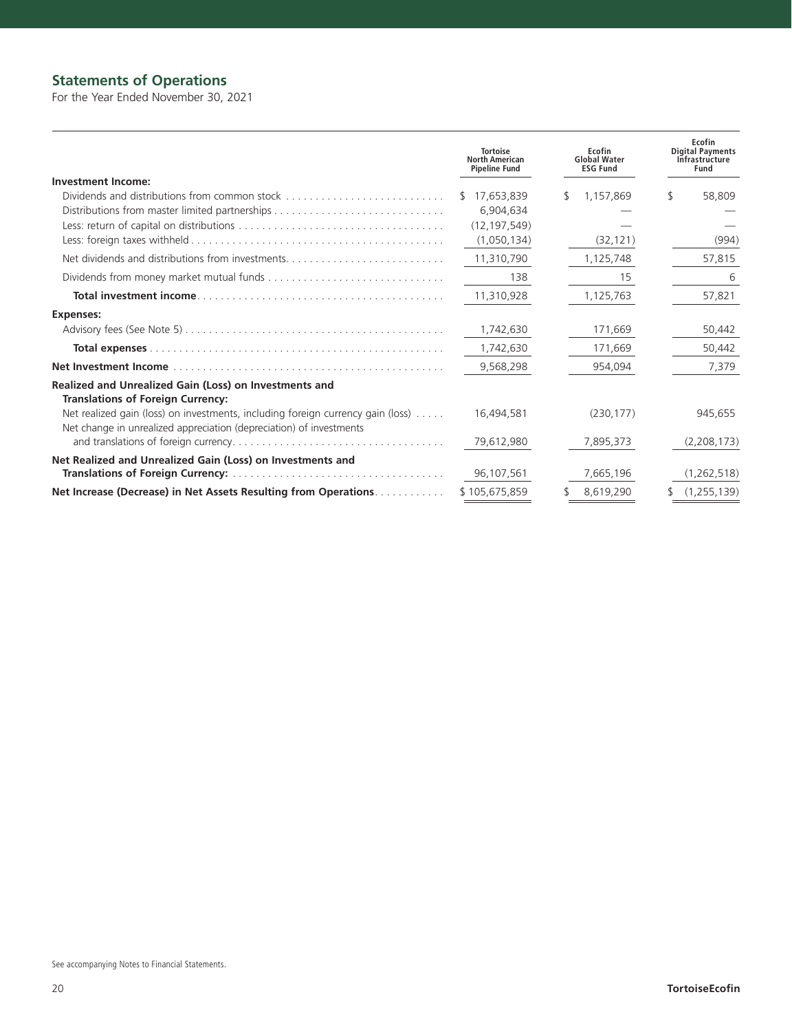## Statements of Operations

For the Year Ended November 30, 2021

| | Tortoise North American Pipeline Fund | Ecofin Global Water ESG Fund | Ecofin Digital Payments Infrastructure Fund |
|---|---|---|---|
| **Investment Income:** | | | |
| Dividends and distributions from common stock | $ 17,653,839 | $ 1,157,869 | $ 58,809 |
| Distributions from master limited partnerships | 6,904,634 | — | — |
| Less: return of capital on distributions | (12,197,549) | — | — |
| Less: foreign taxes withheld | (1,050,134) | (32,121) | (994) |
| Net dividends and distributions from investments | 11,310,790 | 1,125,748 | 57,815 |
| Dividends from money market mutual funds | 138 | 15 | 6 |
| **Total investment income** | 11,310,928 | 1,125,763 | 57,821 |
| **Expenses:** | | | |
| Advisory fees (See Note 5) | 1,742,630 | 171,669 | 50,442 |
| **Total expenses** | 1,742,630 | 171,669 | 50,442 |
| **Net Investment Income** | 9,568,298 | 954,094 | 7,379 |
| **Realized and Unrealized Gain (Loss) on Investments and Translations of Foreign Currency:** | | | |
| Net realized gain (loss) on investments, including foreign currency gain (loss) | 16,494,581 | (230,177) | 945,655 |
| Net change in unrealized appreciation (depreciation) of investments and translations of foreign currency | 79,612,980 | 7,895,373 | (2,208,173) |
| **Net Realized and Unrealized Gain (Loss) on Investments and Translations of Foreign Currency:** | 96,107,561 | 7,665,196 | (1,262,518) |
| **Net Increase (Decrease) in Net Assets Resulting from Operations** | $ 105,675,859 | $ 8,619,290 | $ (1,255,139) |

See accompanying Notes to Financial Statements.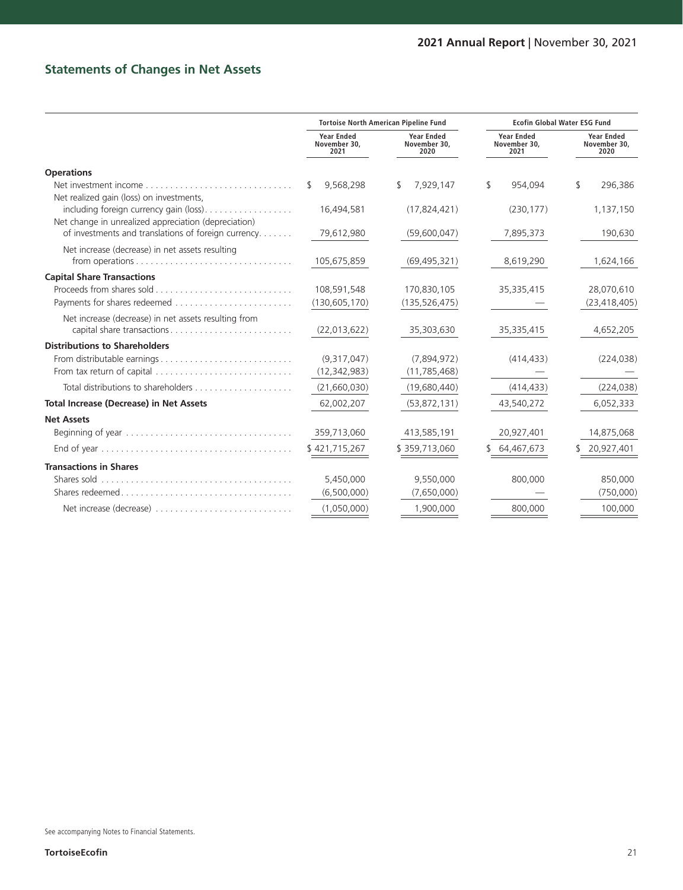## Statements of Changes in Net Assets

| | Tortoise North American Pipeline Fund | | Ecofin Global Water ESG Fund | |
|---|---|---|---|---|
| | Year Ended November 30, 2021 | Year Ended November 30, 2020 | Year Ended November 30, 2021 | Year Ended November 30, 2020 |
| **Operations** | | | | |
| Net investment income | $ 9,568,298 | $ 7,929,147 | $ 954,094 | $ 296,386 |
| Net realized gain (loss) on investments, including foreign currency gain (loss) | 16,494,581 | (17,824,421) | (230,177) | 1,137,150 |
| Net change in unrealized appreciation (depreciation) of investments and translations of foreign currency | 79,612,980 | (59,600,047) | 7,895,373 | 190,630 |
| Net increase (decrease) in net assets resulting from operations | 105,675,859 | (69,495,321) | 8,619,290 | 1,624,166 |
| **Capital Share Transactions** | | | | |
| Proceeds from shares sold | 108,591,548 | 170,830,105 | 35,335,415 | 28,070,610 |
| Payments for shares redeemed | (130,605,170) | (135,526,475) | — | (23,418,405) |
| Net increase (decrease) in net assets resulting from capital share transactions | (22,013,622) | 35,303,630 | 35,335,415 | 4,652,205 |
| **Distributions to Shareholders** | | | | |
| From distributable earnings | (9,317,047) | (7,894,972) | (414,433) | (224,038) |
| From tax return of capital | (12,342,983) | (11,785,468) | — | — |
| Total distributions to shareholders | (21,660,030) | (19,680,440) | (414,433) | (224,038) |
| **Total Increase (Decrease) in Net Assets** | 62,002,207 | (53,872,131) | 43,540,272 | 6,052,333 |
| **Net Assets** | | | | |
| Beginning of year | 359,713,060 | 413,585,191 | 20,927,401 | 14,875,068 |
| End of year | $ 421,715,267 | $ 359,713,060 | $ 64,467,673 | $ 20,927,401 |
| **Transactions in Shares** | | | | |
| Shares sold | 5,450,000 | 9,550,000 | 800,000 | 850,000 |
| Shares redeemed | (6,500,000) | (7,650,000) | — | (750,000) |
| Net increase (decrease) | (1,050,000) | 1,900,000 | 800,000 | 100,000 |

See accompanying Notes to Financial Statements.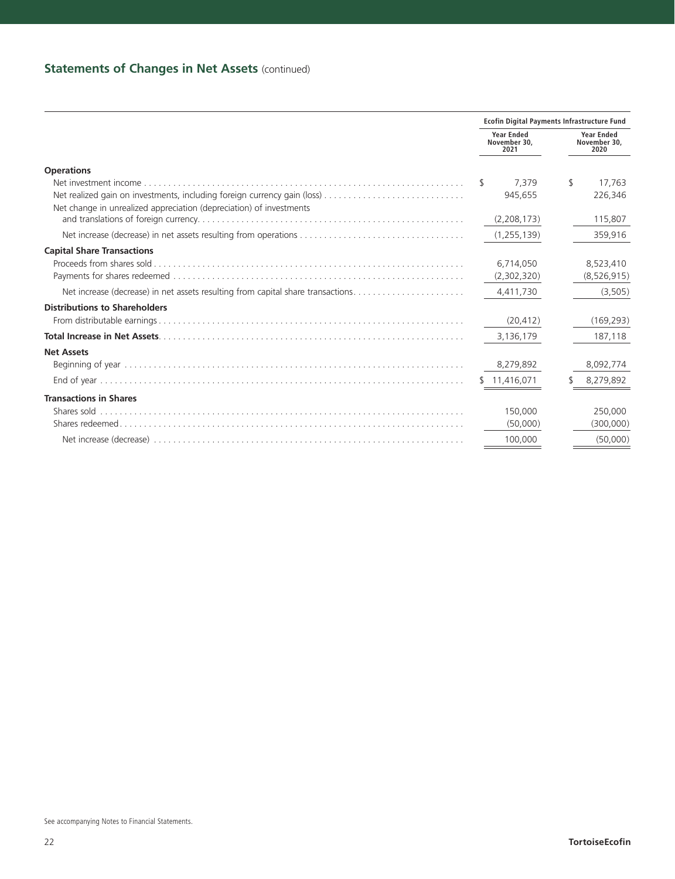## Statements of Changes in Net Assets (continued)

| | Ecofin Digital Payments Infrastructure Fund | |
|---|---|---|
| | Year Ended November 30, 2021 | Year Ended November 30, 2020 |
| **Operations** | | |
| Net investment income | $ 7,379 | $ 17,763 |
| Net realized gain on investments, including foreign currency gain (loss) | 945,655 | 226,346 |
| Net change in unrealized appreciation (depreciation) of investments and translations of foreign currency | (2,208,173) | 115,807 |
| Net increase (decrease) in net assets resulting from operations | (1,255,139) | 359,916 |
| **Capital Share Transactions** | | |
| Proceeds from shares sold | 6,714,050 | 8,523,410 |
| Payments for shares redeemed | (2,302,320) | (8,526,915) |
| Net increase (decrease) in net assets resulting from capital share transactions | 4,411,730 | (3,505) |
| **Distributions to Shareholders** | | |
| From distributable earnings | (20,412) | (169,293) |
| **Total Increase in Net Assets** | 3,136,179 | 187,118 |
| **Net Assets** | | |
| Beginning of year | 8,279,892 | 8,092,774 |
| End of year | $ 11,416,071 | $ 8,279,892 |
| **Transactions in Shares** | | |
| Shares sold | 150,000 | 250,000 |
| Shares redeemed | (50,000) | (300,000) |
| Net increase (decrease) | 100,000 | (50,000) |

See accompanying Notes to Financial Statements.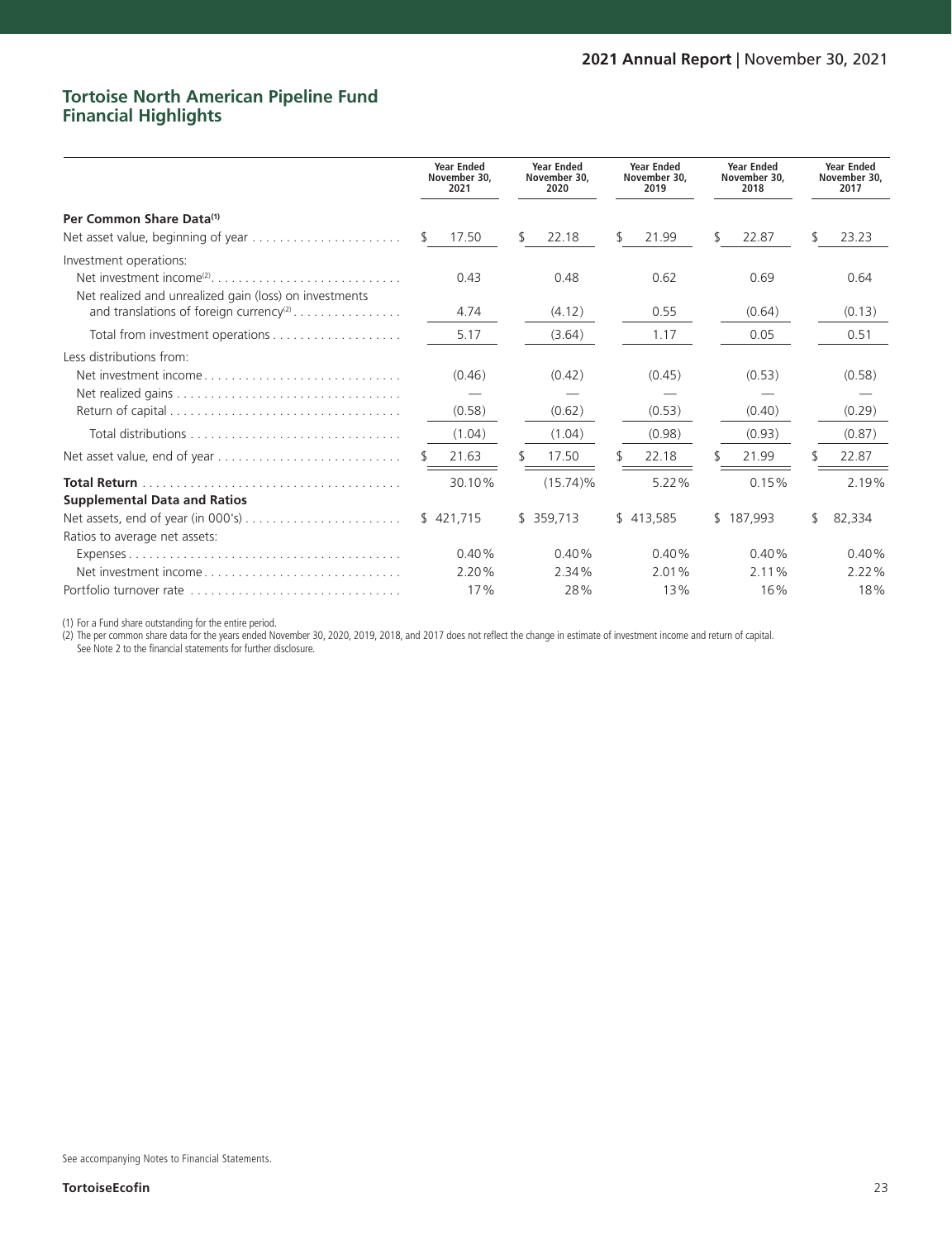# Tortoise North American Pipeline Fund
## Financial Highlights

| | Year Ended November 30, 2021 | Year Ended November 30, 2020 | Year Ended November 30, 2019 | Year Ended November 30, 2018 | Year Ended November 30, 2017 |
|---|---|---|---|---|---|
| **Per Common Share Data**[1] | | | | | |
| Net asset value, beginning of year | $ 17.50 | $ 22.18 | $ 21.99 | $ 22.87 | $ 23.23 |
| Investment operations: | | | | | |
| Net investment income[2] | 0.43 | 0.48 | 0.62 | 0.69 | 0.64 |
| Net realized and unrealized gain (loss) on investments and translations of foreign currency[2] | 4.74 | (4.12) | 0.55 | (0.64) | (0.13) |
| Total from investment operations | 5.17 | (3.64) | 1.17 | 0.05 | 0.51 |
| Less distributions from: | | | | | |
| Net investment income | (0.46) | (0.42) | (0.45) | (0.53) | (0.58) |
| Net realized gains | — | — | — | — | — |
| Return of capital | (0.58) | (0.62) | (0.53) | (0.40) | (0.29) |
| Total distributions | (1.04) | (1.04) | (0.98) | (0.93) | (0.87) |
| Net asset value, end of year | $ 21.63 | $ 17.50 | $ 22.18 | $ 21.99 | $ 22.87 |
| **Total Return** | 30.10% | (15.74)% | 5.22% | 0.15% | 2.19% |
| **Supplemental Data and Ratios** | | | | | |
| Net assets, end of year (in 000's) | $ 421,715 | $ 359,713 | $ 413,585 | $ 187,993 | $ 82,334 |
| Ratios to average net assets: | | | | | |
| Expenses | 0.40% | 0.40% | 0.40% | 0.40% | 0.40% |
| Net investment income | 2.20% | 2.34% | 2.01% | 2.11% | 2.22% |
| Portfolio turnover rate | 17% | 28% | 13% | 16% | 18% |

(1) For a Fund share outstanding for the entire period.
(2) The per common share data for the years ended November 30, 2020, 2019, 2018, and 2017 does not reflect the change in estimate of investment income and return of capital. See Note 2 to the financial statements for further disclosure.

See accompanying Notes to Financial Statements.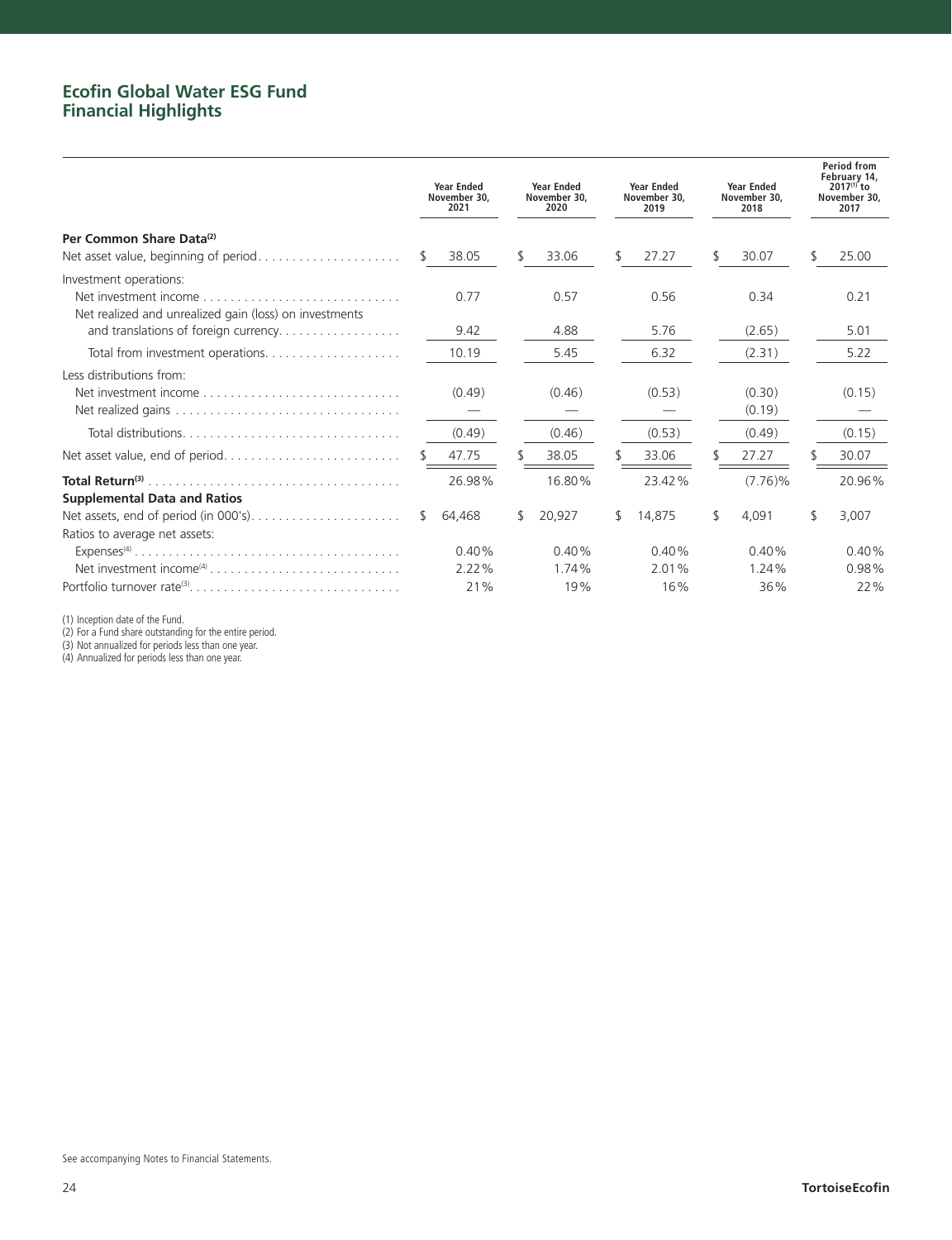## Ecofin Global Water ESG Fund
## Financial Highlights

| | Year Ended November 30, 2021 | Year Ended November 30, 2020 | Year Ended November 30, 2019 | Year Ended November 30, 2018 | Period from February 14, 2017[1] to November 30, 2017 |
|---|---|---|---|---|---|
| **Per Common Share Data[2]** | | | | | |
| Net asset value, beginning of period | $ 38.05 | $ 33.06 | $ 27.27 | $ 30.07 | $ 25.00 |
| Investment operations: | | | | | |
| Net investment income | 0.77 | 0.57 | 0.56 | 0.34 | 0.21 |
| Net realized and unrealized gain (loss) on investments and translations of foreign currency | 9.42 | 4.88 | 5.76 | (2.65) | 5.01 |
| Total from investment operations | 10.19 | 5.45 | 6.32 | (2.31) | 5.22 |
| Less distributions from: | | | | | |
| Net investment income | (0.49) | (0.46) | (0.53) | (0.30) | (0.15) |
| Net realized gains | — | — | — | (0.19) | — |
| Total distributions | (0.49) | (0.46) | (0.53) | (0.49) | (0.15) |
| Net asset value, end of period | $ 47.75 | $ 38.05 | $ 33.06 | $ 27.27 | $ 30.07 |
| **Total Return[3]** | 26.98% | 16.80% | 23.42% | (7.76)% | 20.96% |
| **Supplemental Data and Ratios** | | | | | |
| Net assets, end of period (in 000's) | $ 64,468 | $ 20,927 | $ 14,875 | $ 4,091 | $ 3,007 |
| Ratios to average net assets: | | | | | |
| Expenses[4] | 0.40% | 0.40% | 0.40% | 0.40% | 0.40% |
| Net investment income[4] | 2.22% | 1.74% | 2.01% | 1.24% | 0.98% |
| Portfolio turnover rate[3] | 21% | 19% | 16% | 36% | 22% |

(1) Inception date of the Fund.
(2) For a Fund share outstanding for the entire period.
(3) Not annualized for periods less than one year.
(4) Annualized for periods less than one year.

See accompanying Notes to Financial Statements.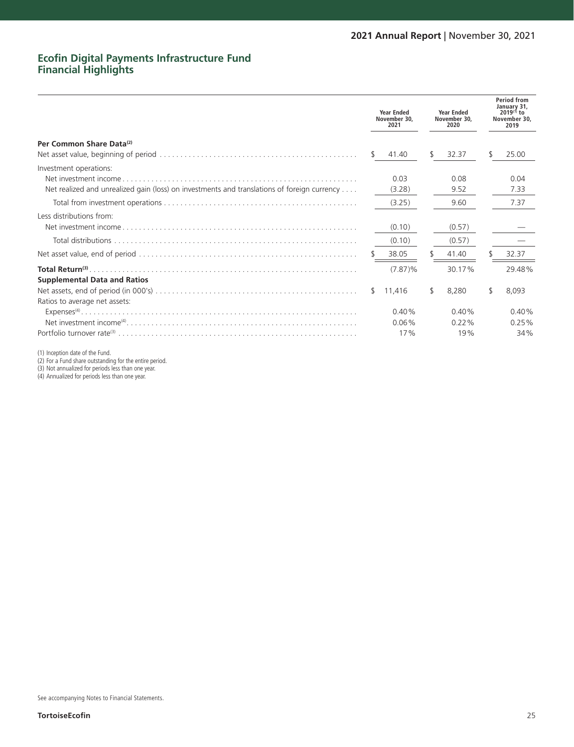## Ecofin Digital Payments Infrastructure Fund
## Financial Highlights

| | Year Ended November 30, 2021 | Year Ended November 30, 2020 | Period from January 31, 2019[1] to November 30, 2019 |
|---|---|---|---|
| **Per Common Share Data[2]** | | | |
| Net asset value, beginning of period | $ 41.40 | $ 32.37 | $ 25.00 |
| Investment operations: | | | |
| Net investment income | 0.03 | 0.08 | 0.04 |
| Net realized and unrealized gain (loss) on investments and translations of foreign currency | (3.28) | 9.52 | 7.33 |
| Total from investment operations | (3.25) | 9.60 | 7.37 |
| Less distributions from: | | | |
| Net investment income | (0.10) | (0.57) | — |
| Total distributions | (0.10) | (0.57) | — |
| Net asset value, end of period | $ 38.05 | $ 41.40 | $ 32.37 |
| **Total Return[3]** | (7.87)% | 30.17% | 29.48% |
| **Supplemental Data and Ratios** | | | |
| Net assets, end of period (in 000's) | $ 11,416 | $ 8,280 | $ 8,093 |
| Ratios to average net assets: | | | |
| Expenses[4] | 0.40% | 0.40% | 0.40% |
| Net investment income[4] | 0.06% | 0.22% | 0.25% |
| Portfolio turnover rate[3] | 17% | 19% | 34% |

(1) Inception date of the Fund.
(2) For a Fund share outstanding for the entire period.
(3) Not annualized for periods less than one year.
(4) Annualized for periods less than one year.

See accompanying Notes to Financial Statements.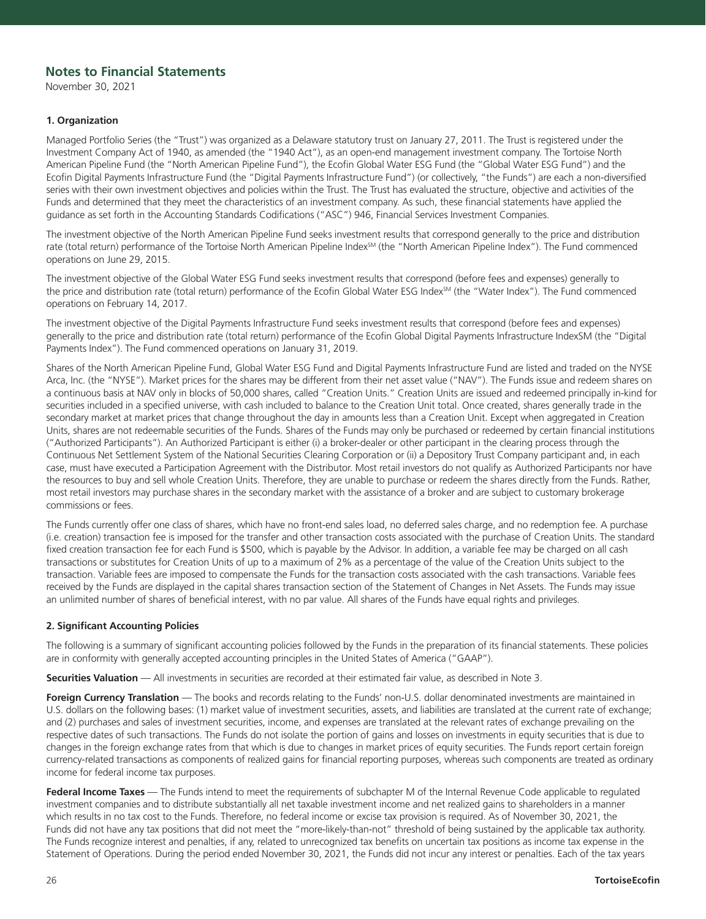## Notes to Financial Statements

November 30, 2021

### 1. Organization

Managed Portfolio Series (the "Trust") was organized as a Delaware statutory trust on January 27, 2011. The Trust is registered under the Investment Company Act of 1940, as amended (the "1940 Act"), as an open-end management investment company. The Tortoise North American Pipeline Fund (the "North American Pipeline Fund"), the Ecofin Global Water ESG Fund (the "Global Water ESG Fund") and the Ecofin Digital Payments Infrastructure Fund (the "Digital Payments Infrastructure Fund") (or collectively, "the Funds") are each a non-diversified series with their own investment objectives and policies within the Trust. The Trust has evaluated the structure, objective and activities of the Funds and determined that they meet the characteristics of an investment company. As such, these financial statements have applied the guidance as set forth in the Accounting Standards Codifications ("ASC") 946, Financial Services Investment Companies.

The investment objective of the North American Pipeline Fund seeks investment results that correspond generally to the price and distribution rate (total return) performance of the Tortoise North American Pipeline Index[SM] (the "North American Pipeline Index"). The Fund commenced operations on June 29, 2015.

The investment objective of the Global Water ESG Fund seeks investment results that correspond (before fees and expenses) generally to the price and distribution rate (total return) performance of the Ecofin Global Water ESG Index[SM] (the "Water Index"). The Fund commenced operations on February 14, 2017.

The investment objective of the Digital Payments Infrastructure Fund seeks investment results that correspond (before fees and expenses) generally to the price and distribution rate (total return) performance of the Ecofin Global Digital Payments Infrastructure IndexSM (the "Digital Payments Index"). The Fund commenced operations on January 31, 2019.

Shares of the North American Pipeline Fund, Global Water ESG Fund and Digital Payments Infrastructure Fund are listed and traded on the NYSE Arca, Inc. (the "NYSE"). Market prices for the shares may be different from their net asset value ("NAV"). The Funds issue and redeem shares on a continuous basis at NAV only in blocks of 50,000 shares, called "Creation Units." Creation Units are issued and redeemed principally in-kind for securities included in a specified universe, with cash included to balance to the Creation Unit total. Once created, shares generally trade in the secondary market at market prices that change throughout the day in amounts less than a Creation Unit. Except when aggregated in Creation Units, shares are not redeemable securities of the Funds. Shares of the Funds may only be purchased or redeemed by certain financial institutions ("Authorized Participants"). An Authorized Participant is either (i) a broker-dealer or other participant in the clearing process through the Continuous Net Settlement System of the National Securities Clearing Corporation or (ii) a Depository Trust Company participant and, in each case, must have executed a Participation Agreement with the Distributor. Most retail investors do not qualify as Authorized Participants nor have the resources to buy and sell whole Creation Units. Therefore, they are unable to purchase or redeem the shares directly from the Funds. Rather, most retail investors may purchase shares in the secondary market with the assistance of a broker and are subject to customary brokerage commissions or fees.

The Funds currently offer one class of shares, which have no front-end sales load, no deferred sales charge, and no redemption fee. A purchase (i.e. creation) transaction fee is imposed for the transfer and other transaction costs associated with the purchase of Creation Units. The standard fixed creation transaction fee for each Fund is $500, which is payable by the Advisor. In addition, a variable fee may be charged on all cash transactions or substitutes for Creation Units of up to a maximum of 2% as a percentage of the value of the Creation Units subject to the transaction. Variable fees are imposed to compensate the Funds for the transaction costs associated with the cash transactions. Variable fees received by the Funds are displayed in the capital shares transaction section of the Statement of Changes in Net Assets. The Funds may issue an unlimited number of shares of beneficial interest, with no par value. All shares of the Funds have equal rights and privileges.

### 2. Significant Accounting Policies

The following is a summary of significant accounting policies followed by the Funds in the preparation of its financial statements. These policies are in conformity with generally accepted accounting principles in the United States of America ("GAAP").

**Securities Valuation** — All investments in securities are recorded at their estimated fair value, as described in Note 3.

**Foreign Currency Translation** — The books and records relating to the Funds' non-U.S. dollar denominated investments are maintained in U.S. dollars on the following bases: (1) market value of investment securities, assets, and liabilities are translated at the current rate of exchange; and (2) purchases and sales of investment securities, income, and expenses are translated at the relevant rates of exchange prevailing on the respective dates of such transactions. The Funds do not isolate the portion of gains and losses on investments in equity securities that is due to changes in the foreign exchange rates from that which is due to changes in market prices of equity securities. The Funds report certain foreign currency-related transactions as components of realized gains for financial reporting purposes, whereas such components are treated as ordinary income for federal income tax purposes.

**Federal Income Taxes** — The Funds intend to meet the requirements of subchapter M of the Internal Revenue Code applicable to regulated investment companies and to distribute substantially all net taxable investment income and net realized gains to shareholders in a manner which results in no tax cost to the Funds. Therefore, no federal income or excise tax provision is required. As of November 30, 2021, the Funds did not have any tax positions that did not meet the "more-likely-than-not" threshold of being sustained by the applicable tax authority. The Funds recognize interest and penalties, if any, related to unrecognized tax benefits on uncertain tax positions as income tax expense in the Statement of Operations. During the period ended November 30, 2021, the Funds did not incur any interest or penalties. Each of the tax years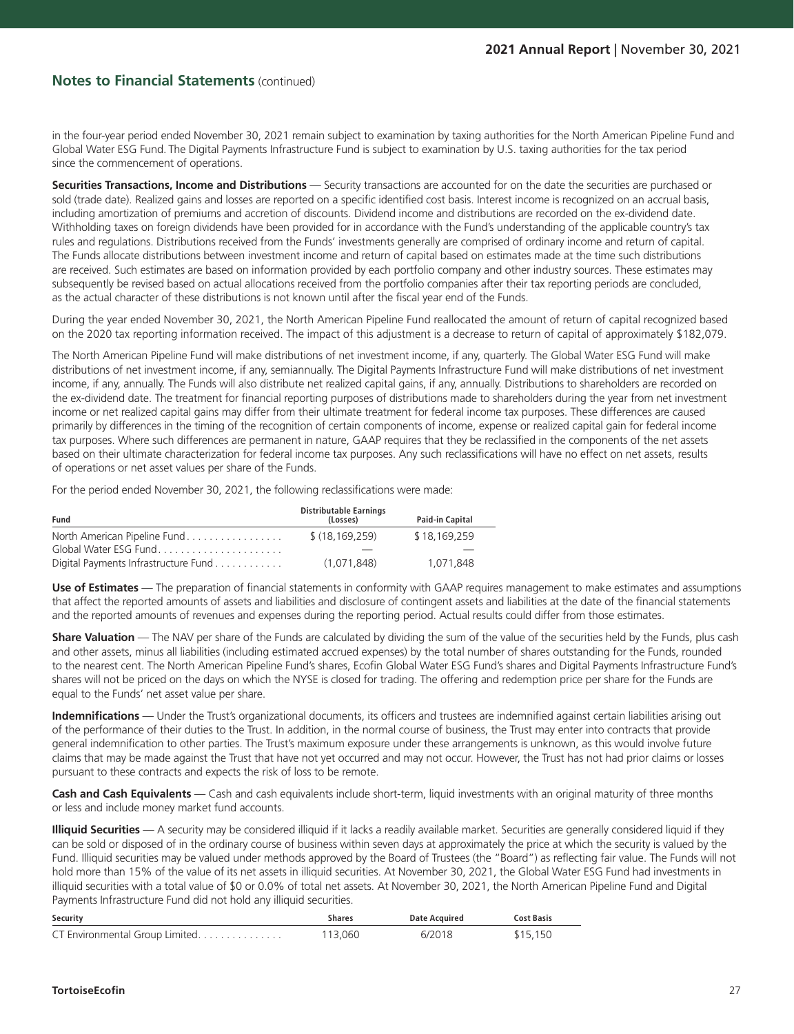## Notes to Financial Statements (continued)

in the four-year period ended November 30, 2021 remain subject to examination by taxing authorities for the North American Pipeline Fund and Global Water ESG Fund. The Digital Payments Infrastructure Fund is subject to examination by U.S. taxing authorities for the tax period since the commencement of operations.

**Securities Transactions, Income and Distributions** — Security transactions are accounted for on the date the securities are purchased or sold (trade date). Realized gains and losses are reported on a specific identified cost basis. Interest income is recognized on an accrual basis, including amortization of premiums and accretion of discounts. Dividend income and distributions are recorded on the ex-dividend date. Withholding taxes on foreign dividends have been provided for in accordance with the Fund's understanding of the applicable country's tax rules and regulations. Distributions received from the Funds' investments generally are comprised of ordinary income and return of capital. The Funds allocate distributions between investment income and return of capital based on estimates made at the time such distributions are received. Such estimates are based on information provided by each portfolio company and other industry sources. These estimates may subsequently be revised based on actual allocations received from the portfolio companies after their tax reporting periods are concluded, as the actual character of these distributions is not known until after the fiscal year end of the Funds.

During the year ended November 30, 2021, the North American Pipeline Fund reallocated the amount of return of capital recognized based on the 2020 tax reporting information received. The impact of this adjustment is a decrease to return of capital of approximately $182,079.

The North American Pipeline Fund will make distributions of net investment income, if any, quarterly. The Global Water ESG Fund will make distributions of net investment income, if any, semiannually. The Digital Payments Infrastructure Fund will make distributions of net investment income, if any, annually. The Funds will also distribute net realized capital gains, if any, annually. Distributions to shareholders are recorded on the ex-dividend date. The treatment for financial reporting purposes of distributions made to shareholders during the year from net investment income or net realized capital gains may differ from their ultimate treatment for federal income tax purposes. These differences are caused primarily by differences in the timing of the recognition of certain components of income, expense or realized capital gain for federal income tax purposes. Where such differences are permanent in nature, GAAP requires that they be reclassified in the components of the net assets based on their ultimate characterization for federal income tax purposes. Any such reclassifications will have no effect on net assets, results of operations or net asset values per share of the Funds.

For the period ended November 30, 2021, the following reclassifications were made:

| Fund | Distributable Earnings (Losses) | Paid-in Capital |
|---|---|---|
| North American Pipeline Fund | $ (18,169,259) | $ 18,169,259 |
| Global Water ESG Fund | — | — |
| Digital Payments Infrastructure Fund | (1,071,848) | 1,071,848 |

**Use of Estimates** — The preparation of financial statements in conformity with GAAP requires management to make estimates and assumptions that affect the reported amounts of assets and liabilities and disclosure of contingent assets and liabilities at the date of the financial statements and the reported amounts of revenues and expenses during the reporting period. Actual results could differ from those estimates.

**Share Valuation** — The NAV per share of the Funds are calculated by dividing the sum of the value of the securities held by the Funds, plus cash and other assets, minus all liabilities (including estimated accrued expenses) by the total number of shares outstanding for the Funds, rounded to the nearest cent. The North American Pipeline Fund's shares, Ecofin Global Water ESG Fund's shares and Digital Payments Infrastructure Fund's shares will not be priced on the days on which the NYSE is closed for trading. The offering and redemption price per share for the Funds are equal to the Funds' net asset value per share.

**Indemnifications** — Under the Trust's organizational documents, its officers and trustees are indemnified against certain liabilities arising out of the performance of their duties to the Trust. In addition, in the normal course of business, the Trust may enter into contracts that provide general indemnification to other parties. The Trust's maximum exposure under these arrangements is unknown, as this would involve future claims that may be made against the Trust that have not yet occurred and may not occur. However, the Trust has not had prior claims or losses pursuant to these contracts and expects the risk of loss to be remote.

**Cash and Cash Equivalents** — Cash and cash equivalents include short-term, liquid investments with an original maturity of three months or less and include money market fund accounts.

**Illiquid Securities** — A security may be considered illiquid if it lacks a readily available market. Securities are generally considered liquid if they can be sold or disposed of in the ordinary course of business within seven days at approximately the price at which the security is valued by the Fund. Illiquid securities may be valued under methods approved by the Board of Trustees (the "Board") as reflecting fair value. The Funds will not hold more than 15% of the value of its net assets in illiquid securities. At November 30, 2021, the Global Water ESG Fund had investments in illiquid securities with a total value of $0 or 0.0% of total net assets. At November 30, 2021, the North American Pipeline Fund and Digital Payments Infrastructure Fund did not hold any illiquid securities.

| Security | Shares | Date Acquired | Cost Basis |
|---|---|---|---|
| CT Environmental Group Limited | 113,060 | 6/2018 | $15,150 |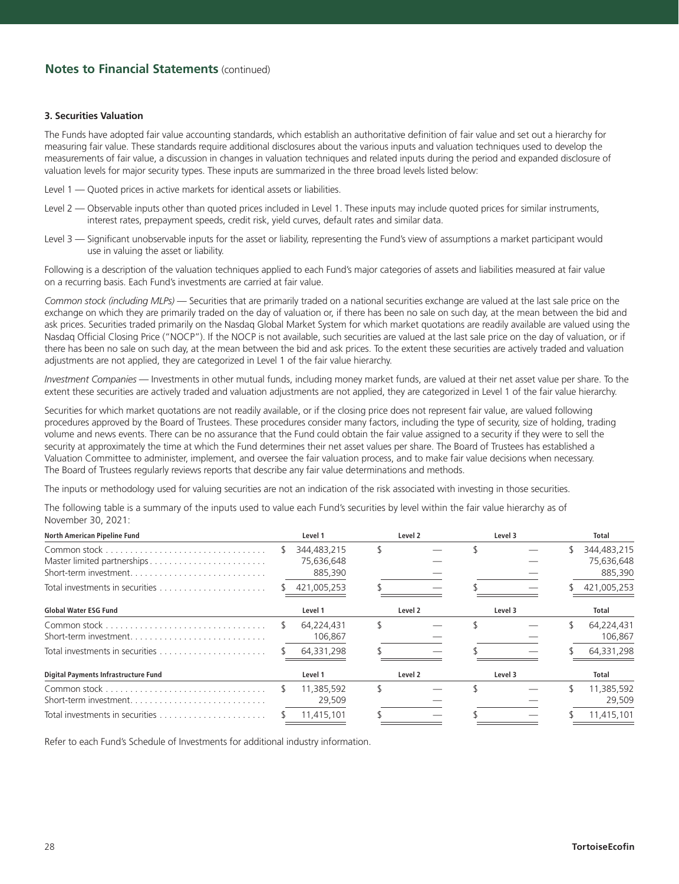## Notes to Financial Statements (continued)

### 3. Securities Valuation

The Funds have adopted fair value accounting standards, which establish an authoritative definition of fair value and set out a hierarchy for measuring fair value. These standards require additional disclosures about the various inputs and valuation techniques used to develop the measurements of fair value, a discussion in changes in valuation techniques and related inputs during the period and expanded disclosure of valuation levels for major security types. These inputs are summarized in the three broad levels listed below:

Level 1 — Quoted prices in active markets for identical assets or liabilities.

Level 2 — Observable inputs other than quoted prices included in Level 1. These inputs may include quoted prices for similar instruments, interest rates, prepayment speeds, credit risk, yield curves, default rates and similar data.

Level 3 — Significant unobservable inputs for the asset or liability, representing the Fund's view of assumptions a market participant would use in valuing the asset or liability.

Following is a description of the valuation techniques applied to each Fund's major categories of assets and liabilities measured at fair value on a recurring basis. Each Fund's investments are carried at fair value.

*Common stock (including MLPs)* — Securities that are primarily traded on a national securities exchange are valued at the last sale price on the exchange on which they are primarily traded on the day of valuation or, if there has been no sale on such day, at the mean between the bid and ask prices. Securities traded primarily on the Nasdaq Global Market System for which market quotations are readily available are valued using the Nasdaq Official Closing Price ("NOCP"). If the NOCP is not available, such securities are valued at the last sale price on the day of valuation, or if there has been no sale on such day, at the mean between the bid and ask prices. To the extent these securities are actively traded and valuation adjustments are not applied, they are categorized in Level 1 of the fair value hierarchy.

*Investment Companies* — Investments in other mutual funds, including money market funds, are valued at their net asset value per share. To the extent these securities are actively traded and valuation adjustments are not applied, they are categorized in Level 1 of the fair value hierarchy.

Securities for which market quotations are not readily available, or if the closing price does not represent fair value, are valued following procedures approved by the Board of Trustees. These procedures consider many factors, including the type of security, size of holding, trading volume and news events. There can be no assurance that the Fund could obtain the fair value assigned to a security if they were to sell the security at approximately the time at which the Fund determines their net asset values per share. The Board of Trustees has established a Valuation Committee to administer, implement, and oversee the fair valuation process, and to make fair value decisions when necessary. The Board of Trustees regularly reviews reports that describe any fair value determinations and methods.

The inputs or methodology used for valuing securities are not an indication of the risk associated with investing in those securities.

The following table is a summary of the inputs used to value each Fund's securities by level within the fair value hierarchy as of November 30, 2021:

| North American Pipeline Fund | Level 1 | Level 2 | Level 3 | Total |
|---|---|---|---|---|
| Common stock | $ 344,483,215 | $ — | $ — | $ 344,483,215 |
| Master limited partnerships | 75,636,648 | — | — | 75,636,648 |
| Short-term investment | 885,390 | — | — | 885,390 |
| Total investments in securities | $ 421,005,253 | $ — | $ — | $ 421,005,253 |

| Global Water ESG Fund | Level 1 | Level 2 | Level 3 | Total |
|---|---|---|---|---|
| Common stock | $ 64,224,431 | $ — | $ — | $ 64,224,431 |
| Short-term investment | 106,867 | — | — | 106,867 |
| Total investments in securities | $ 64,331,298 | $ — | $ — | $ 64,331,298 |

| Digital Payments Infrastructure Fund | Level 1 | Level 2 | Level 3 | Total |
|---|---|---|---|---|
| Common stock | $ 11,385,592 | $ — | $ — | $ 11,385,592 |
| Short-term investment | 29,509 | — | — | 29,509 |
| Total investments in securities | $ 11,415,101 | $ — | $ — | $ 11,415,101 |

Refer to each Fund's Schedule of Investments for additional industry information.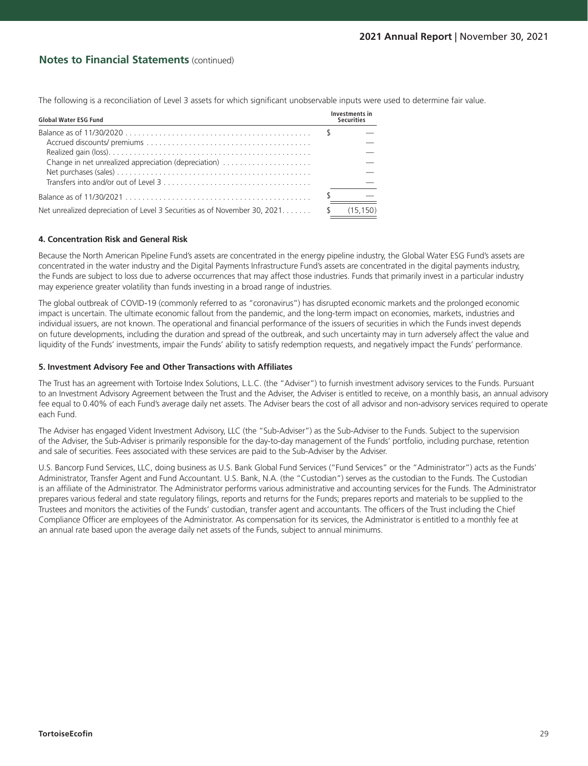## Notes to Financial Statements (continued)

The following is a reconciliation of Level 3 assets for which significant unobservable inputs were used to determine fair value.

| Global Water ESG Fund | | Investments in Securities |
|---|---|---|
| Balance as of 11/30/2020 | $ | — |
| Accrued discounts/ premiums | | — |
| Realized gain (loss) | | — |
| Change in net unrealized appreciation (depreciation) | | — |
| Net purchases (sales) | | — |
| Transfers into and/or out of Level 3 | | — |
| Balance as of 11/30/2021 | $ | — |
| Net unrealized depreciation of Level 3 Securities as of November 30, 2021 | $ | (15,150) |

#### 4. Concentration Risk and General Risk

Because the North American Pipeline Fund's assets are concentrated in the energy pipeline industry, the Global Water ESG Fund's assets are concentrated in the water industry and the Digital Payments Infrastructure Fund's assets are concentrated in the digital payments industry, the Funds are subject to loss due to adverse occurrences that may affect those industries. Funds that primarily invest in a particular industry may experience greater volatility than funds investing in a broad range of industries.

The global outbreak of COVID-19 (commonly referred to as "coronavirus") has disrupted economic markets and the prolonged economic impact is uncertain. The ultimate economic fallout from the pandemic, and the long-term impact on economies, markets, industries and individual issuers, are not known. The operational and financial performance of the issuers of securities in which the Funds invest depends on future developments, including the duration and spread of the outbreak, and such uncertainty may in turn adversely affect the value and liquidity of the Funds' investments, impair the Funds' ability to satisfy redemption requests, and negatively impact the Funds' performance.

#### 5. Investment Advisory Fee and Other Transactions with Affiliates

The Trust has an agreement with Tortoise Index Solutions, L.L.C. (the "Adviser") to furnish investment advisory services to the Funds. Pursuant to an Investment Advisory Agreement between the Trust and the Adviser, the Adviser is entitled to receive, on a monthly basis, an annual advisory fee equal to 0.40% of each Fund's average daily net assets. The Adviser bears the cost of all advisor and non-advisory services required to operate each Fund.

The Adviser has engaged Vident Investment Advisory, LLC (the "Sub-Adviser") as the Sub-Adviser to the Funds. Subject to the supervision of the Adviser, the Sub-Adviser is primarily responsible for the day-to-day management of the Funds' portfolio, including purchase, retention and sale of securities. Fees associated with these services are paid to the Sub-Adviser by the Adviser.

U.S. Bancorp Fund Services, LLC, doing business as U.S. Bank Global Fund Services ("Fund Services" or the "Administrator") acts as the Funds' Administrator, Transfer Agent and Fund Accountant. U.S. Bank, N.A. (the "Custodian") serves as the custodian to the Funds. The Custodian is an affiliate of the Administrator. The Administrator performs various administrative and accounting services for the Funds. The Administrator prepares various federal and state regulatory filings, reports and returns for the Funds; prepares reports and materials to be supplied to the Trustees and monitors the activities of the Funds' custodian, transfer agent and accountants. The officers of the Trust including the Chief Compliance Officer are employees of the Administrator. As compensation for its services, the Administrator is entitled to a monthly fee at an annual rate based upon the average daily net assets of the Funds, subject to annual minimums.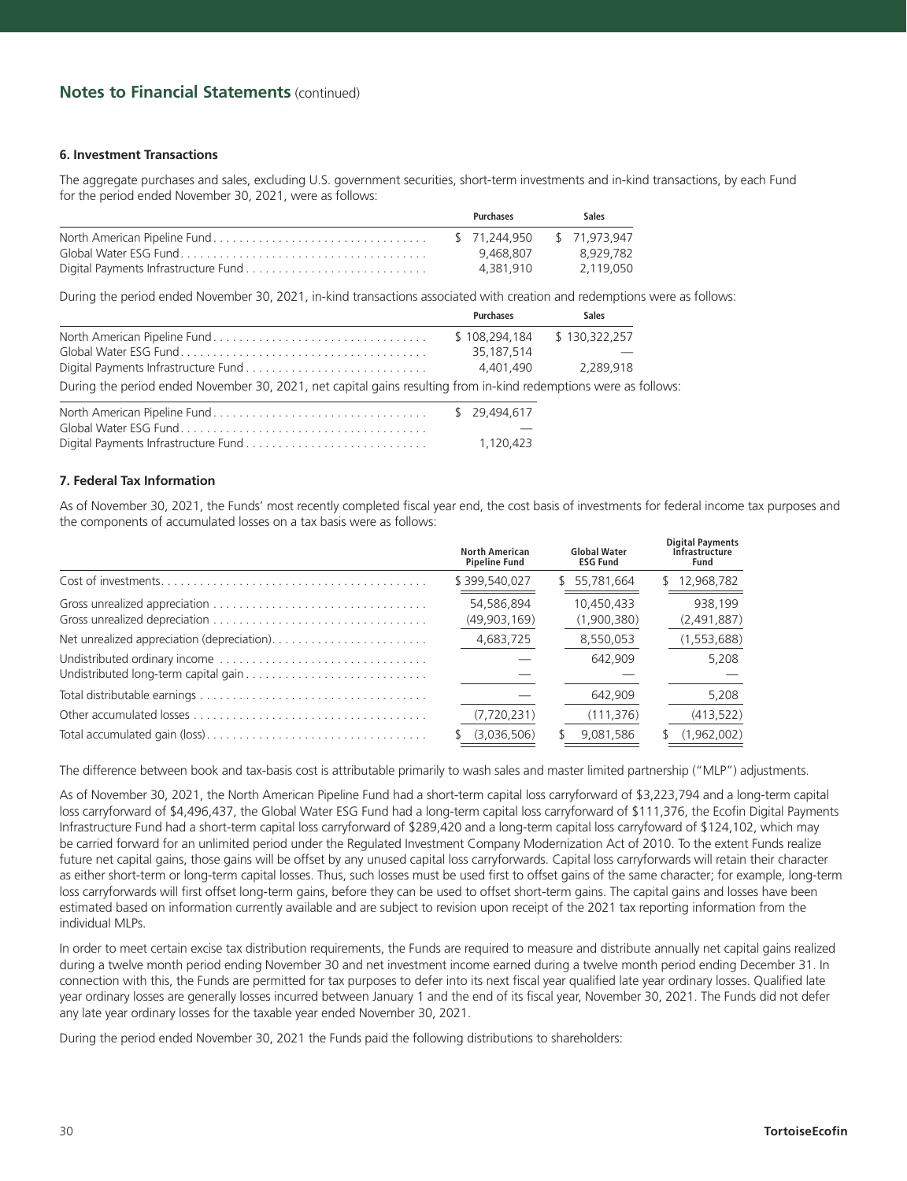## Notes to Financial Statements (continued)

### 6. Investment Transactions

The aggregate purchases and sales, excluding U.S. government securities, short-term investments and in-kind transactions, by each Fund for the period ended November 30, 2021, were as follows:

| | Purchases | Sales |
|---|---|---|
| North American Pipeline Fund | $ 71,244,950 | $ 71,973,947 |
| Global Water ESG Fund | 9,468,807 | 8,929,782 |
| Digital Payments Infrastructure Fund | 4,381,910 | 2,119,050 |

During the period ended November 30, 2021, in-kind transactions associated with creation and redemptions were as follows:

| | Purchases | Sales |
|---|---|---|
| North American Pipeline Fund | $ 108,294,184 | $ 130,322,257 |
| Global Water ESG Fund | 35,187,514 | — |
| Digital Payments Infrastructure Fund | 4,401,490 | 2,289,918 |

During the period ended November 30, 2021, net capital gains resulting from in-kind redemptions were as follows:

| | |
|---|---|
| North American Pipeline Fund | $ 29,494,617 |
| Global Water ESG Fund | — |
| Digital Payments Infrastructure Fund | 1,120,423 |

### 7. Federal Tax Information

As of November 30, 2021, the Funds' most recently completed fiscal year end, the cost basis of investments for federal income tax purposes and the components of accumulated losses on a tax basis were as follows:

| | North American Pipeline Fund | Global Water ESG Fund | Digital Payments Infrastructure Fund |
|---|---|---|---|
| Cost of investments | $ 399,540,027 | $ 55,781,664 | $ 12,968,782 |
| Gross unrealized appreciation | 54,586,894 | 10,450,433 | 938,199 |
| Gross unrealized depreciation | (49,903,169) | (1,900,380) | (2,491,887) |
| Net unrealized appreciation (depreciation) | 4,683,725 | 8,550,053 | (1,553,688) |
| Undistributed ordinary income | — | 642,909 | 5,208 |
| Undistributed long-term capital gain | — | — | — |
| Total distributable earnings | — | 642,909 | 5,208 |
| Other accumulated losses | (7,720,231) | (111,376) | (413,522) |
| Total accumulated gain (loss) | $ (3,036,506) | $ 9,081,586 | $ (1,962,002) |

The difference between book and tax-basis cost is attributable primarily to wash sales and master limited partnership ("MLP") adjustments.

As of November 30, 2021, the North American Pipeline Fund had a short-term capital loss carryforward of $3,223,794 and a long-term capital loss carryforward of $4,496,437, the Global Water ESG Fund had a long-term capital loss carryforward of $111,376, the Ecofin Digital Payments Infrastructure Fund had a short-term capital loss carryforward of $289,420 and a long-term capital loss carryfoward of $124,102, which may be carried forward for an unlimited period under the Regulated Investment Company Modernization Act of 2010. To the extent Funds realize future net capital gains, those gains will be offset by any unused capital loss carryforwards. Capital loss carryforwards will retain their character as either short-term or long-term capital losses. Thus, such losses must be used first to offset gains of the same character; for example, long-term loss carryforwards will first offset long-term gains, before they can be used to offset short-term gains. The capital gains and losses have been estimated based on information currently available and are subject to revision upon receipt of the 2021 tax reporting information from the individual MLPs.

In order to meet certain excise tax distribution requirements, the Funds are required to measure and distribute annually net capital gains realized during a twelve month period ending November 30 and net investment income earned during a twelve month period ending December 31. In connection with this, the Funds are permitted for tax purposes to defer into its next fiscal year qualified late year ordinary losses. Qualified late year ordinary losses are generally losses incurred between January 1 and the end of its fiscal year, November 30, 2021. The Funds did not defer any late year ordinary losses for the taxable year ended November 30, 2021.

During the period ended November 30, 2021 the Funds paid the following distributions to shareholders: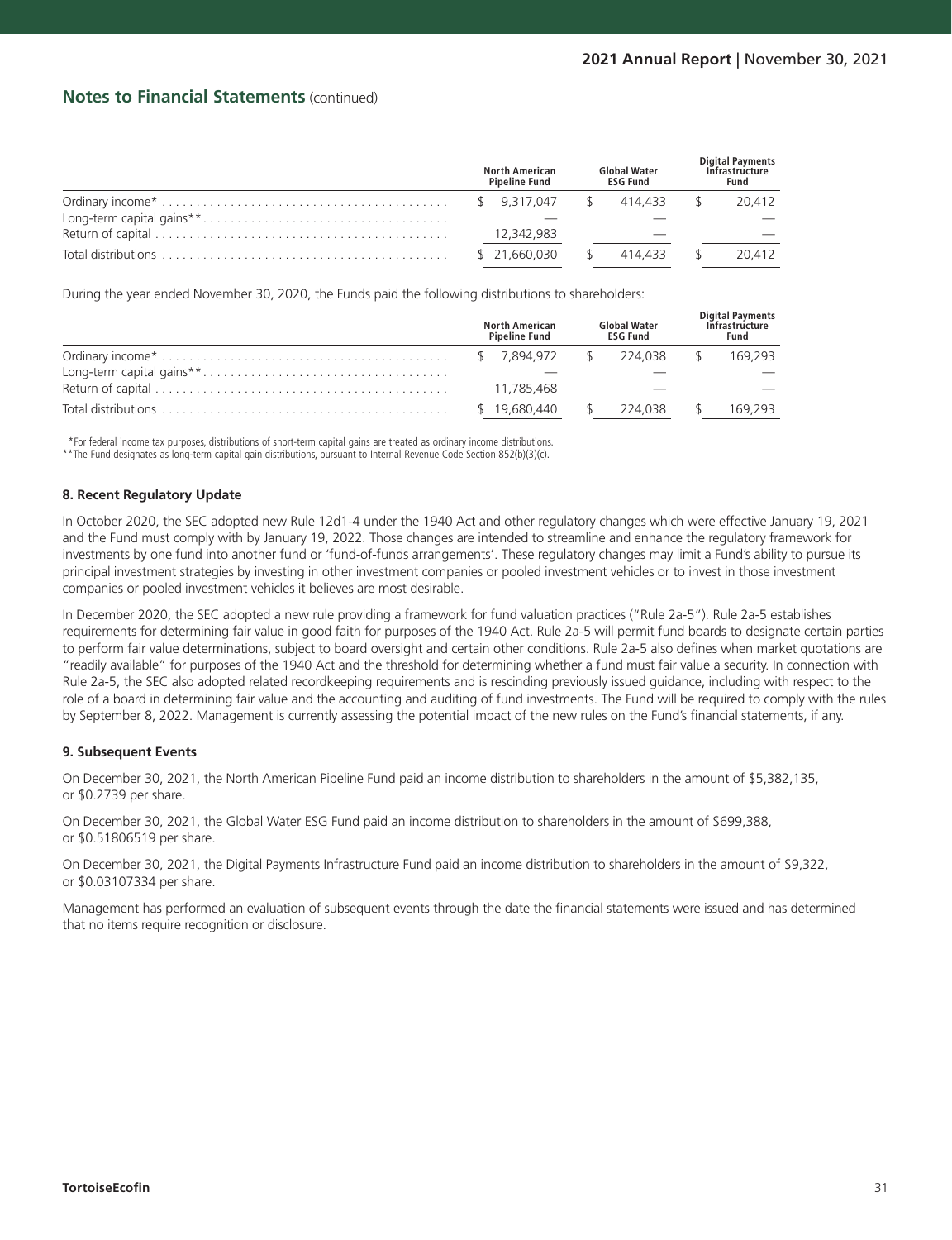## Notes to Financial Statements (continued)

| | North American Pipeline Fund | Global Water ESG Fund | Digital Payments Infrastructure Fund |
|---|---|---|---|
| Ordinary income* | $ 9,317,047 | $ 414,433 | $ 20,412 |
| Long-term capital gains** | — | — | — |
| Return of capital | 12,342,983 | — | — |
| Total distributions | $ 21,660,030 | $ 414,433 | $ 20,412 |

During the year ended November 30, 2020, the Funds paid the following distributions to shareholders:

| | North American Pipeline Fund | Global Water ESG Fund | Digital Payments Infrastructure Fund |
|---|---|---|---|
| Ordinary income* | $ 7,894,972 | $ 224,038 | $ 169,293 |
| Long-term capital gains** | — | — | — |
| Return of capital | 11,785,468 | — | — |
| Total distributions | $ 19,680,440 | $ 224,038 | $ 169,293 |

*For federal income tax purposes, distributions of short-term capital gains are treated as ordinary income distributions.
**The Fund designates as long-term capital gain distributions, pursuant to Internal Revenue Code Section 852(b)(3)(c).

### 8. Recent Regulatory Update

In October 2020, the SEC adopted new Rule 12d1-4 under the 1940 Act and other regulatory changes which were effective January 19, 2021 and the Fund must comply with by January 19, 2022. Those changes are intended to streamline and enhance the regulatory framework for investments by one fund into another fund or 'fund-of-funds arrangements'. These regulatory changes may limit a Fund's ability to pursue its principal investment strategies by investing in other investment companies or pooled investment vehicles or to invest in those investment companies or pooled investment vehicles it believes are most desirable.

In December 2020, the SEC adopted a new rule providing a framework for fund valuation practices ("Rule 2a-5"). Rule 2a-5 establishes requirements for determining fair value in good faith for purposes of the 1940 Act. Rule 2a-5 will permit fund boards to designate certain parties to perform fair value determinations, subject to board oversight and certain other conditions. Rule 2a-5 also defines when market quotations are "readily available" for purposes of the 1940 Act and the threshold for determining whether a fund must fair value a security. In connection with Rule 2a-5, the SEC also adopted related recordkeeping requirements and is rescinding previously issued guidance, including with respect to the role of a board in determining fair value and the accounting and auditing of fund investments. The Fund will be required to comply with the rules by September 8, 2022. Management is currently assessing the potential impact of the new rules on the Fund's financial statements, if any.

### 9. Subsequent Events

On December 30, 2021, the North American Pipeline Fund paid an income distribution to shareholders in the amount of $5,382,135, or $0.2739 per share.

On December 30, 2021, the Global Water ESG Fund paid an income distribution to shareholders in the amount of $699,388, or $0.51806519 per share.

On December 30, 2021, the Digital Payments Infrastructure Fund paid an income distribution to shareholders in the amount of $9,322, or $0.03107334 per share.

Management has performed an evaluation of subsequent events through the date the financial statements were issued and has determined that no items require recognition or disclosure.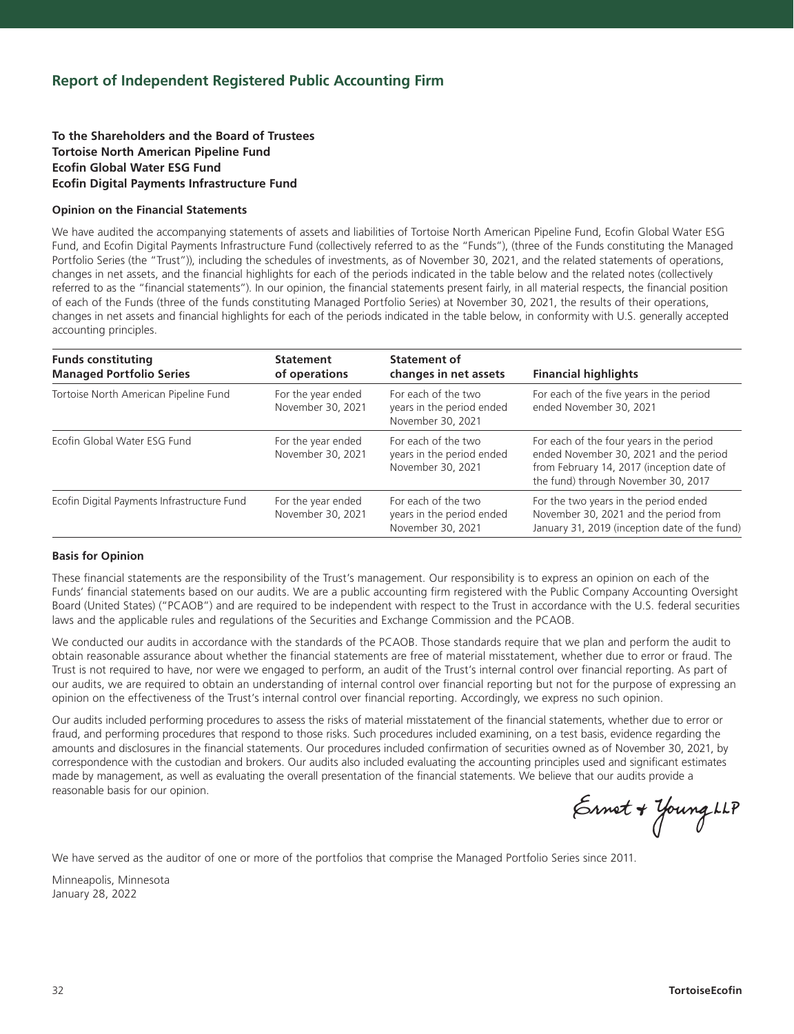## Report of Independent Registered Public Accounting Firm

**To the Shareholders and the Board of Trustees**
**Tortoise North American Pipeline Fund**
**Ecofin Global Water ESG Fund**
**Ecofin Digital Payments Infrastructure Fund**

**Opinion on the Financial Statements**

We have audited the accompanying statements of assets and liabilities of Tortoise North American Pipeline Fund, Ecofin Global Water ESG Fund, and Ecofin Digital Payments Infrastructure Fund (collectively referred to as the "Funds"), (three of the Funds constituting the Managed Portfolio Series (the "Trust")), including the schedules of investments, as of November 30, 2021, and the related statements of operations, changes in net assets, and the financial highlights for each of the periods indicated in the table below and the related notes (collectively referred to as the "financial statements"). In our opinion, the financial statements present fairly, in all material respects, the financial position of each of the Funds (three of the funds constituting Managed Portfolio Series) at November 30, 2021, the results of their operations, changes in net assets and financial highlights for each of the periods indicated in the table below, in conformity with U.S. generally accepted accounting principles.

| Funds constituting Managed Portfolio Series | Statement of operations | Statement of changes in net assets | Financial highlights |
|---|---|---|---|
| Tortoise North American Pipeline Fund | For the year ended November 30, 2021 | For each of the two years in the period ended November 30, 2021 | For each of the five years in the period ended November 30, 2021 |
| Ecofin Global Water ESG Fund | For the year ended November 30, 2021 | For each of the two years in the period ended November 30, 2021 | For each of the four years in the period ended November 30, 2021 and the period from February 14, 2017 (inception date of the fund) through November 30, 2017 |
| Ecofin Digital Payments Infrastructure Fund | For the year ended November 30, 2021 | For each of the two years in the period ended November 30, 2021 | For the two years in the period ended November 30, 2021 and the period from January 31, 2019 (inception date of the fund) |

**Basis for Opinion**

These financial statements are the responsibility of the Trust's management. Our responsibility is to express an opinion on each of the Funds' financial statements based on our audits. We are a public accounting firm registered with the Public Company Accounting Oversight Board (United States) ("PCAOB") and are required to be independent with respect to the Trust in accordance with the U.S. federal securities laws and the applicable rules and regulations of the Securities and Exchange Commission and the PCAOB.

We conducted our audits in accordance with the standards of the PCAOB. Those standards require that we plan and perform the audit to obtain reasonable assurance about whether the financial statements are free of material misstatement, whether due to error or fraud. The Trust is not required to have, nor were we engaged to perform, an audit of the Trust's internal control over financial reporting. As part of our audits, we are required to obtain an understanding of internal control over financial reporting but not for the purpose of expressing an opinion on the effectiveness of the Trust's internal control over financial reporting. Accordingly, we express no such opinion.

Our audits included performing procedures to assess the risks of material misstatement of the financial statements, whether due to error or fraud, and performing procedures that respond to those risks. Such procedures included examining, on a test basis, evidence regarding the amounts and disclosures in the financial statements. Our procedures included confirmation of securities owned as of November 30, 2021, by correspondence with the custodian and brokers. Our audits also included evaluating the accounting principles used and significant estimates made by management, as well as evaluating the overall presentation of the financial statements. We believe that our audits provide a reasonable basis for our opinion.

Ernst & Young LLP

We have served as the auditor of one or more of the portfolios that comprise the Managed Portfolio Series since 2011.

Minneapolis, Minnesota
January 28, 2022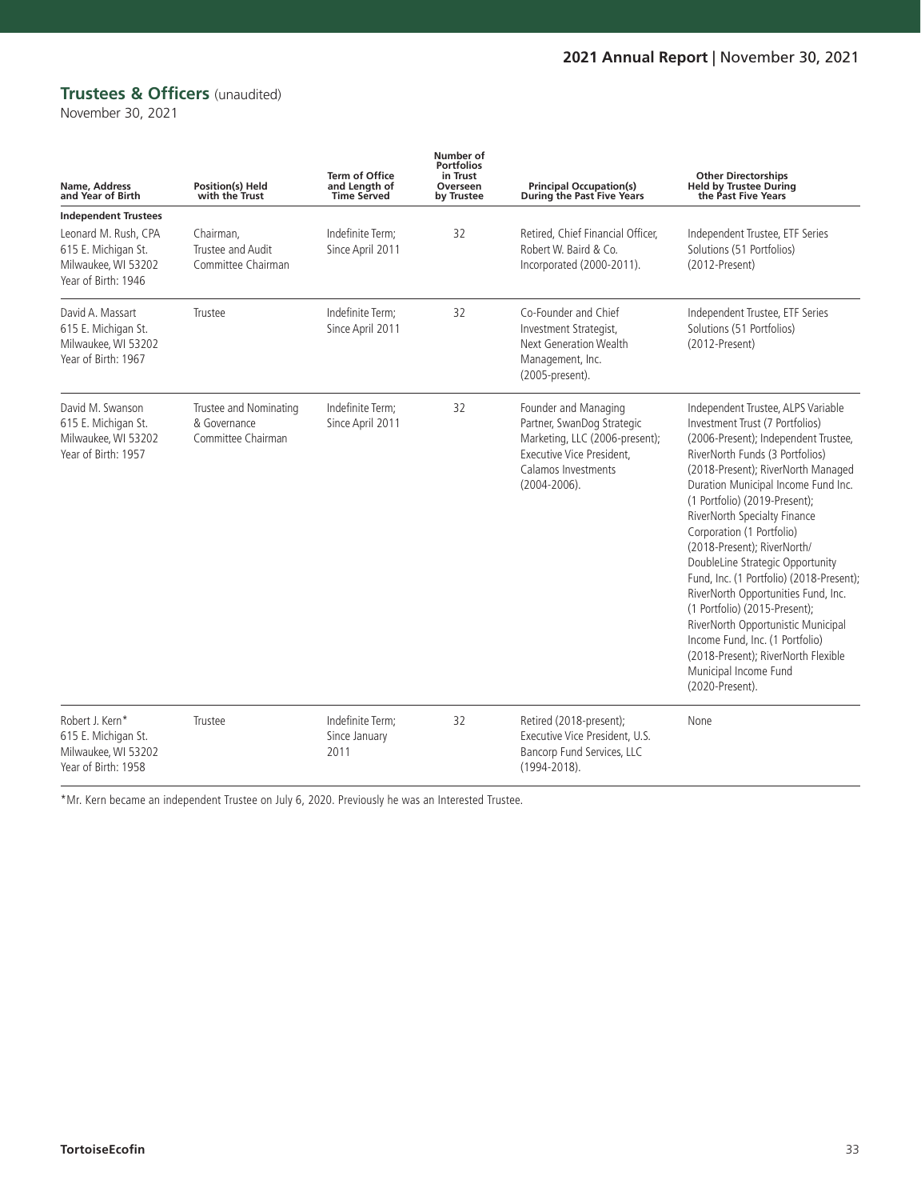## Trustees & Officers (unaudited)

November 30, 2021

| Name, Address and Year of Birth | Position(s) Held with the Trust | Term of Office and Length of Time Served | Number of Portfolios in Trust Overseen by Trustee | Principal Occupation(s) During the Past Five Years | Other Directorships Held by Trustee During the Past Five Years |
|---|---|---|---|---|---|
| **Independent Trustees** | | | | | |
| Leonard M. Rush, CPA<br>615 E. Michigan St.<br>Milwaukee, WI 53202<br>Year of Birth: 1946 | Chairman, Trustee and Audit Committee Chairman | Indefinite Term; Since April 2011 | 32 | Retired, Chief Financial Officer, Robert W. Baird & Co. Incorporated (2000-2011). | Independent Trustee, ETF Series Solutions (51 Portfolios) (2012-Present) |
| David A. Massart<br>615 E. Michigan St.<br>Milwaukee, WI 53202<br>Year of Birth: 1967 | Trustee | Indefinite Term; Since April 2011 | 32 | Co-Founder and Chief Investment Strategist, Next Generation Wealth Management, Inc. (2005-present). | Independent Trustee, ETF Series Solutions (51 Portfolios) (2012-Present) |
| David M. Swanson<br>615 E. Michigan St.<br>Milwaukee, WI 53202<br>Year of Birth: 1957 | Trustee and Nominating & Governance Committee Chairman | Indefinite Term; Since April 2011 | 32 | Founder and Managing Partner, SwanDog Strategic Marketing, LLC (2006-present); Executive Vice President, Calamos Investments (2004-2006). | Independent Trustee, ALPS Variable Investment Trust (7 Portfolios) (2006-Present); Independent Trustee, RiverNorth Funds (3 Portfolios) (2018-Present); RiverNorth Managed Duration Municipal Income Fund Inc. (1 Portfolio) (2019-Present); RiverNorth Specialty Finance Corporation (1 Portfolio) (2018-Present); RiverNorth/ DoubleLine Strategic Opportunity Fund, Inc. (1 Portfolio) (2018-Present); RiverNorth Opportunities Fund, Inc. (1 Portfolio) (2015-Present); RiverNorth Opportunistic Municipal Income Fund, Inc. (1 Portfolio) (2018-Present); RiverNorth Flexible Municipal Income Fund (2020-Present). |
| Robert J. Kern*<br>615 E. Michigan St.<br>Milwaukee, WI 53202<br>Year of Birth: 1958 | Trustee | Indefinite Term; Since January 2011 | 32 | Retired (2018-present); Executive Vice President, U.S. Bancorp Fund Services, LLC (1994-2018). | None |

*Mr. Kern became an independent Trustee on July 6, 2020. Previously he was an Interested Trustee.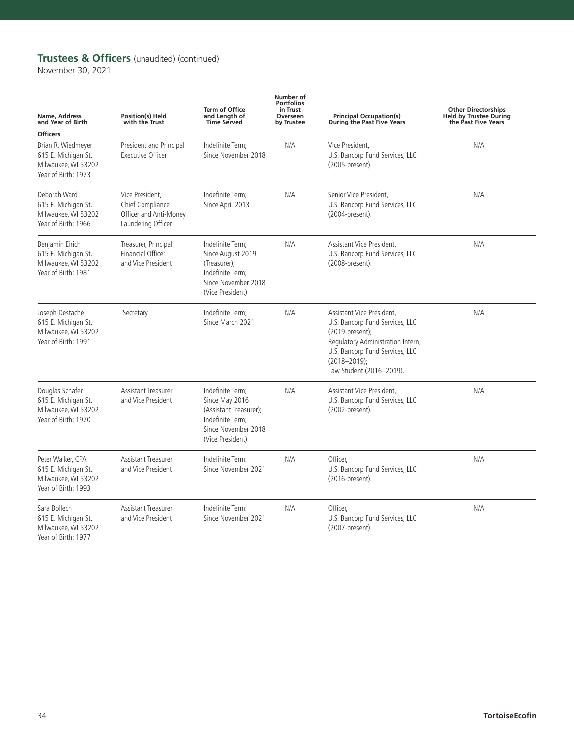## **Trustees & Officers** (unaudited) (continued)

November 30, 2021

| Name, Address and Year of Birth | Position(s) Held with the Trust | Term of Office and Length of Time Served | Number of Portfolios in Trust Overseen by Trustee | Principal Occupation(s) During the Past Five Years | Other Directorships Held by Trustee During the Past Five Years |
|---|---|---|---|---|---|
| **Officers** | | | | | |
| Brian R. Wiedmeyer<br>615 E. Michigan St.<br>Milwaukee, WI 53202<br>Year of Birth: 1973 | President and Principal Executive Officer | Indefinite Term;<br>Since November 2018 | N/A | Vice President,<br>U.S. Bancorp Fund Services, LLC<br>(2005-present). | N/A |
| Deborah Ward<br>615 E. Michigan St.<br>Milwaukee, WI 53202<br>Year of Birth: 1966 | Vice President, Chief Compliance Officer and Anti-Money Laundering Officer | Indefinite Term;<br>Since April 2013 | N/A | Senior Vice President,<br>U.S. Bancorp Fund Services, LLC<br>(2004-present). | N/A |
| Benjamin Eirich<br>615 E. Michigan St.<br>Milwaukee, WI 53202<br>Year of Birth: 1981 | Treasurer, Principal Financial Officer and Vice President | Indefinite Term;<br>Since August 2019 (Treasurer);<br>Indefinite Term;<br>Since November 2018 (Vice President) | N/A | Assistant Vice President,<br>U.S. Bancorp Fund Services, LLC<br>(2008-present). | N/A |
| Joseph Destache<br>615 E. Michigan St.<br>Milwaukee, WI 53202<br>Year of Birth: 1991 | Secretary | Indefinite Term;<br>Since March 2021 | N/A | Assistant Vice President,<br>U.S. Bancorp Fund Services, LLC<br>(2019-present);<br>Regulatory Administration Intern,<br>U.S. Bancorp Fund Services, LLC<br>(2018–2019);<br>Law Student (2016–2019). | N/A |
| Douglas Schafer<br>615 E. Michigan St.<br>Milwaukee, WI 53202<br>Year of Birth: 1970 | Assistant Treasurer and Vice President | Indefinite Term;<br>Since May 2016 (Assistant Treasurer);<br>Indefinite Term;<br>Since November 2018 (Vice President) | N/A | Assistant Vice President,<br>U.S. Bancorp Fund Services, LLC<br>(2002-present). | N/A |
| Peter Walker, CPA<br>615 E. Michigan St.<br>Milwaukee, WI 53202<br>Year of Birth: 1993 | Assistant Treasurer and Vice President | Indefinite Term:<br>Since November 2021 | N/A | Officer,<br>U.S. Bancorp Fund Services, LLC<br>(2016-present). | N/A |
| Sara Bollech<br>615 E. Michigan St.<br>Milwaukee, WI 53202<br>Year of Birth: 1977 | Assistant Treasurer and Vice President | Indefinite Term:<br>Since November 2021 | N/A | Officer,<br>U.S. Bancorp Fund Services, LLC<br>(2007-present). | N/A |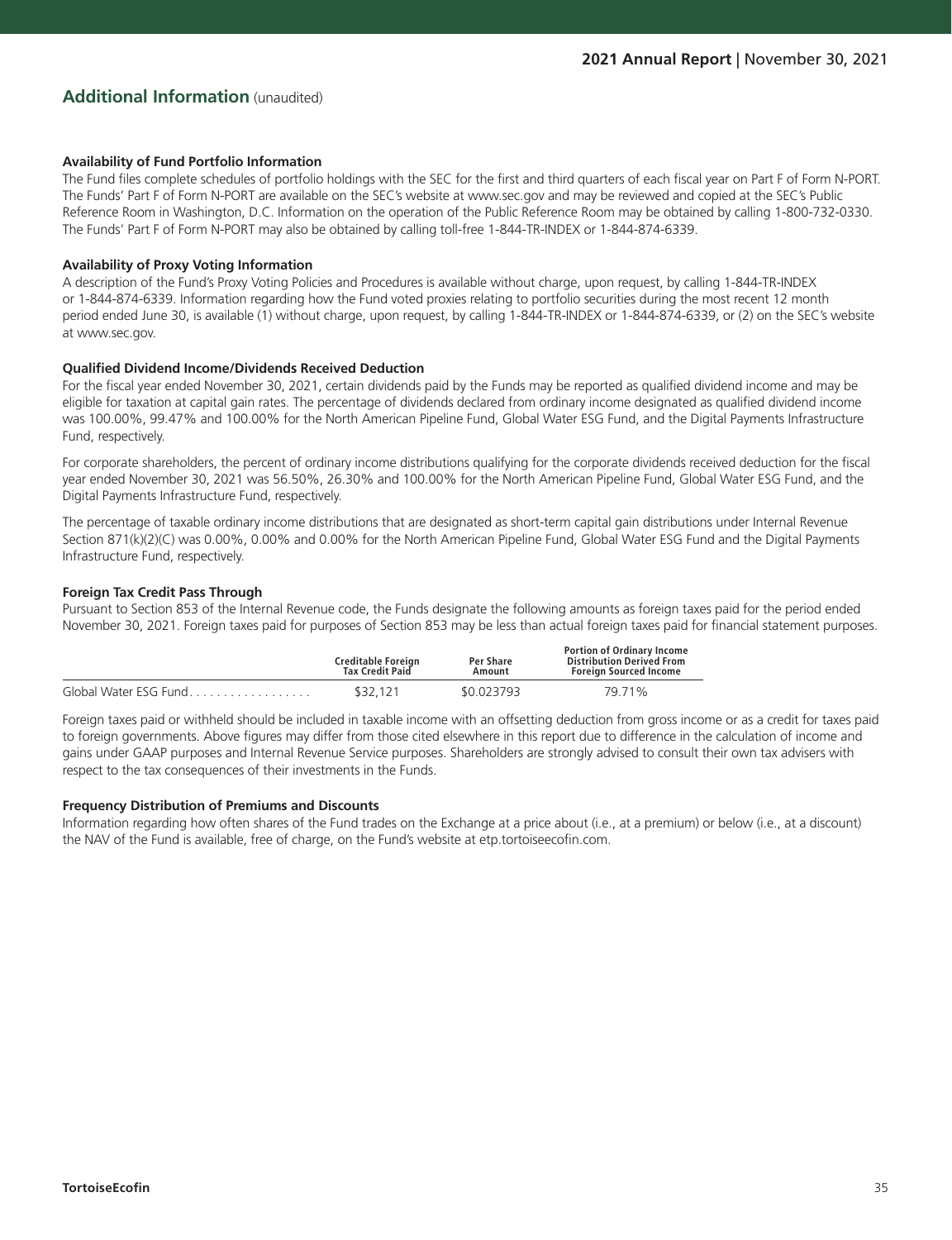## Additional Information (unaudited)

**Availability of Fund Portfolio Information**

The Fund files complete schedules of portfolio holdings with the SEC for the first and third quarters of each fiscal year on Part F of Form N-PORT. The Funds' Part F of Form N-PORT are available on the SEC's website at www.sec.gov and may be reviewed and copied at the SEC's Public Reference Room in Washington, D.C. Information on the operation of the Public Reference Room may be obtained by calling 1-800-732-0330. The Funds' Part F of Form N-PORT may also be obtained by calling toll-free 1-844-TR-INDEX or 1-844-874-6339.

**Availability of Proxy Voting Information**

A description of the Fund's Proxy Voting Policies and Procedures is available without charge, upon request, by calling 1-844-TR-INDEX or 1-844-874-6339. Information regarding how the Fund voted proxies relating to portfolio securities during the most recent 12 month period ended June 30, is available (1) without charge, upon request, by calling 1-844-TR-INDEX or 1-844-874-6339, or (2) on the SEC's website at www.sec.gov.

**Qualified Dividend Income/Dividends Received Deduction**

For the fiscal year ended November 30, 2021, certain dividends paid by the Funds may be reported as qualified dividend income and may be eligible for taxation at capital gain rates. The percentage of dividends declared from ordinary income designated as qualified dividend income was 100.00%, 99.47% and 100.00% for the North American Pipeline Fund, Global Water ESG Fund, and the Digital Payments Infrastructure Fund, respectively.

For corporate shareholders, the percent of ordinary income distributions qualifying for the corporate dividends received deduction for the fiscal year ended November 30, 2021 was 56.50%, 26.30% and 100.00% for the North American Pipeline Fund, Global Water ESG Fund, and the Digital Payments Infrastructure Fund, respectively.

The percentage of taxable ordinary income distributions that are designated as short-term capital gain distributions under Internal Revenue Section 871(k)(2)(C) was 0.00%, 0.00% and 0.00% for the North American Pipeline Fund, Global Water ESG Fund and the Digital Payments Infrastructure Fund, respectively.

**Foreign Tax Credit Pass Through**

Pursuant to Section 853 of the Internal Revenue code, the Funds designate the following amounts as foreign taxes paid for the period ended November 30, 2021. Foreign taxes paid for purposes of Section 853 may be less than actual foreign taxes paid for financial statement purposes.

| | Creditable Foreign Tax Credit Paid | Per Share Amount | Portion of Ordinary Income Distribution Derived From Foreign Sourced Income |
|---|---|---|---|
| Global Water ESG Fund | $32,121 | $0.023793 | 79.71% |

Foreign taxes paid or withheld should be included in taxable income with an offsetting deduction from gross income or as a credit for taxes paid to foreign governments. Above figures may differ from those cited elsewhere in this report due to difference in the calculation of income and gains under GAAP purposes and Internal Revenue Service purposes. Shareholders are strongly advised to consult their own tax advisers with respect to the tax consequences of their investments in the Funds.

**Frequency Distribution of Premiums and Discounts**

Information regarding how often shares of the Fund trades on the Exchange at a price about (i.e., at a premium) or below (i.e., at a discount) the NAV of the Fund is available, free of charge, on the Fund's website at etp.tortoiseecofin.com.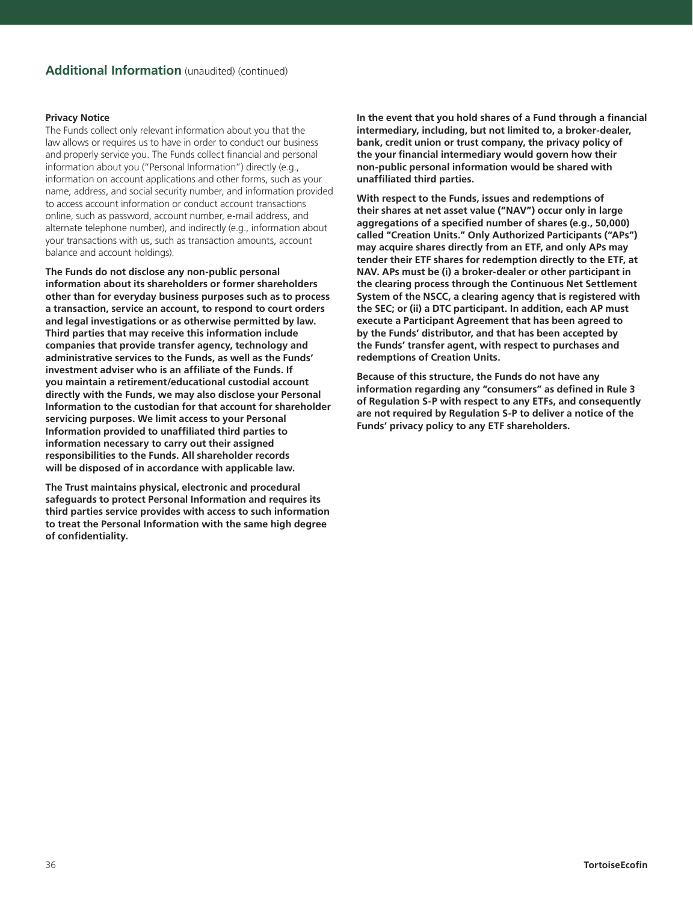## Additional Information (unaudited) (continued)

**Privacy Notice**

The Funds collect only relevant information about you that the law allows or requires us to have in order to conduct our business and properly service you. The Funds collect financial and personal information about you ("Personal Information") directly (e.g., information on account applications and other forms, such as your name, address, and social security number, and information provided to access account information or conduct account transactions online, such as password, account number, e-mail address, and alternate telephone number), and indirectly (e.g., information about your transactions with us, such as transaction amounts, account balance and account holdings).

**The Funds do not disclose any non-public personal information about its shareholders or former shareholders other than for everyday business purposes such as to process a transaction, service an account, to respond to court orders and legal investigations or as otherwise permitted by law. Third parties that may receive this information include companies that provide transfer agency, technology and administrative services to the Funds, as well as the Funds' investment adviser who is an affiliate of the Funds. If you maintain a retirement/educational custodial account directly with the Funds, we may also disclose your Personal Information to the custodian for that account for shareholder servicing purposes. We limit access to your Personal Information provided to unaffiliated third parties to information necessary to carry out their assigned responsibilities to the Funds. All shareholder records will be disposed of in accordance with applicable law.**

**The Trust maintains physical, electronic and procedural safeguards to protect Personal Information and requires its third parties service provides with access to such information to treat the Personal Information with the same high degree of confidentiality.**

**In the event that you hold shares of a Fund through a financial intermediary, including, but not limited to, a broker-dealer, bank, credit union or trust company, the privacy policy of the your financial intermediary would govern how their non-public personal information would be shared with unaffiliated third parties.**

**With respect to the Funds, issues and redemptions of their shares at net asset value ("NAV") occur only in large aggregations of a specified number of shares (e.g., 50,000) called "Creation Units." Only Authorized Participants ("APs") may acquire shares directly from an ETF, and only APs may tender their ETF shares for redemption directly to the ETF, at NAV. APs must be (i) a broker-dealer or other participant in the clearing process through the Continuous Net Settlement System of the NSCC, a clearing agency that is registered with the SEC; or (ii) a DTC participant. In addition, each AP must execute a Participant Agreement that has been agreed to by the Funds' distributor, and that has been accepted by the Funds' transfer agent, with respect to purchases and redemptions of Creation Units.**

**Because of this structure, the Funds do not have any information regarding any "consumers" as defined in Rule 3 of Regulation S-P with respect to any ETFs, and consequently are not required by Regulation S-P to deliver a notice of the Funds' privacy policy to any ETF shareholders.**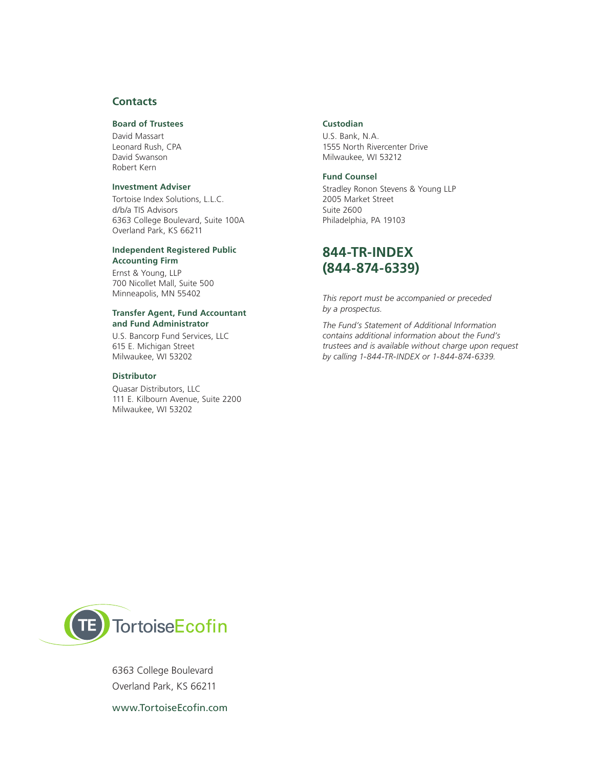## Contacts

**Board of Trustees**
David Massart
Leonard Rush, CPA
David Swanson
Robert Kern

**Investment Adviser**
Tortoise Index Solutions, L.L.C.
d/b/a TIS Advisors
6363 College Boulevard, Suite 100A
Overland Park, KS 66211

**Independent Registered Public Accounting Firm**
Ernst & Young, LLP
700 Nicollet Mall, Suite 500
Minneapolis, MN 55402

**Transfer Agent, Fund Accountant and Fund Administrator**
U.S. Bancorp Fund Services, LLC
615 E. Michigan Street
Milwaukee, WI 53202

**Distributor**
Quasar Distributors, LLC
111 E. Kilbourn Avenue, Suite 2200
Milwaukee, WI 53202

**Custodian**
U.S. Bank, N.A.
1555 North Rivercenter Drive
Milwaukee, WI 53212

**Fund Counsel**
Stradley Ronon Stevens & Young LLP
2005 Market Street
Suite 2600
Philadelphia, PA 19103

## 844-TR-INDEX (844-874-6339)

*This report must be accompanied or preceded by a prospectus.*

*The Fund's Statement of Additional Information contains additional information about the Fund's trustees and is available without charge upon request by calling 1-844-TR-INDEX or 1-844-874-6339.*

TortoiseEcofin

6363 College Boulevard
Overland Park, KS 66211

www.TortoiseEcofin.com